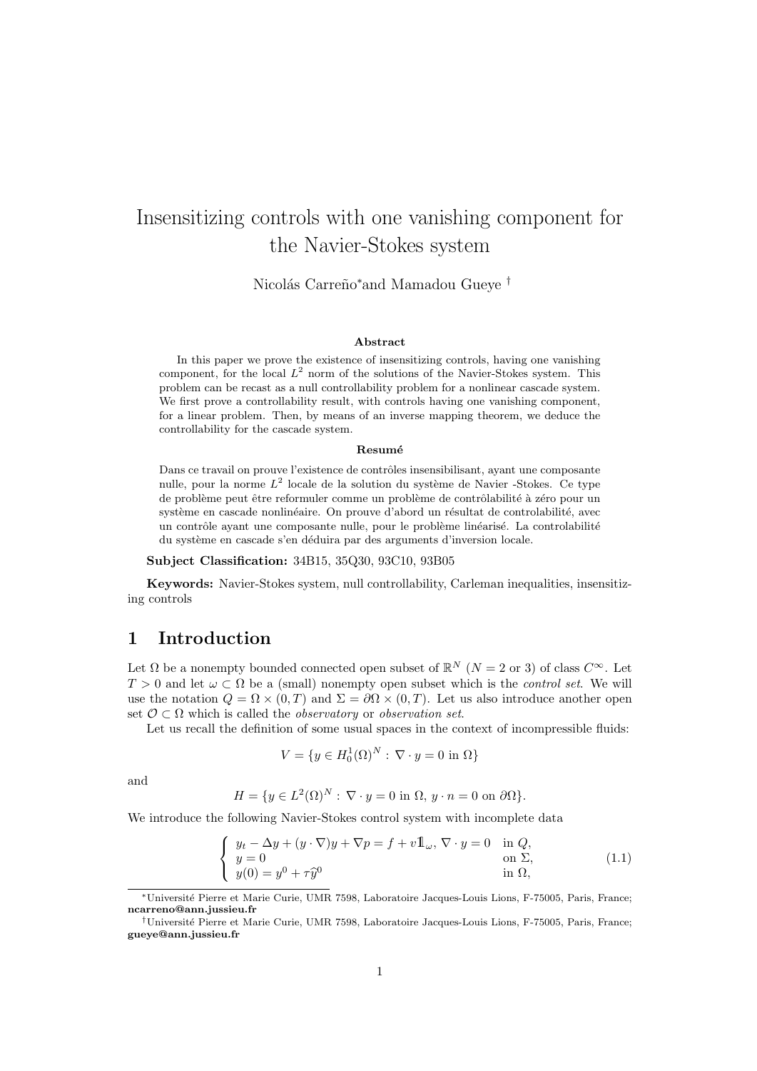# Insensitizing controls with one vanishing component for the Navier-Stokes system

Nicolás Carreño[*] and Mamadou Gueye[†]

### Abstract

In this paper we prove the existence of insensitizing controls, having one vanishing component, for the local $L^2$ norm of the solutions of the Navier-Stokes system. This problem can be recast as a null controllability problem for a nonlinear cascade system. We first prove a controllability result, with controls having one vanishing component, for a linear problem. Then, by means of an inverse mapping theorem, we deduce the controllability for the cascade system.

### Resumé

Dans ce travail on prouve l'existence de contrôles insensibilisant, ayant une composante nulle, pour la norme $L^2$ locale de la solution du système de Navier -Stokes. Ce type de problème peut être reformuler comme un problème de contrôlabilité à zéro pour un système en cascade nonlinéaire. On prouve d'abord un résultat de controlabilité, avec un contrôle ayant une composante nulle, pour le problème linéarisé. La controlabilité du système en cascade s'en déduira par des arguments d'inversion locale.

**Subject Classification:** 34B15, 35Q30, 93C10, 93B05

**Keywords:** Navier-Stokes system, null controllability, Carleman inequalities, insensitizing controls

## 1 Introduction

Let $\Omega$ be a nonempty bounded connected open subset of $\mathbb{R}^N$ ($N = 2$ or 3) of class $C^\infty$. Let $T > 0$ and let $\omega \subset \Omega$ be a (small) nonempty open subset which is the *control set*. We will use the notation $Q = \Omega \times (0, T)$ and $\Sigma = \partial\Omega \times (0, T)$. Let us also introduce another open set $\mathcal{O} \subset \Omega$ which is called the *observatory* or *observation set*.

Let us recall the definition of some usual spaces in the context of incompressible fluids:

$$V = \{y \in H_0^1(\Omega)^N : \nabla \cdot y = 0 \text{ in } \Omega\}$$

and

$$H = \{y \in L^2(\Omega)^N : \nabla \cdot y = 0 \text{ in } \Omega,\ y \cdot n = 0 \text{ on } \partial\Omega\}.$$

We introduce the following Navier-Stokes control system with incomplete data

$$\left\{ \begin{array}{ll} y_t - \Delta y + (y \cdot \nabla)y + \nabla p = f + v\mathbb{1}_\omega,\ \nabla \cdot y = 0 & \text{in } Q, \\ y = 0 & \text{on } \Sigma, \\ y(0) = y^0 + \tau \widehat{y}^0 & \text{in } \Omega, \end{array} \right. \tag{1.1}$$

[*] Université Pierre et Marie Curie, UMR 7598, Laboratoire Jacques-Louis Lions, F-75005, Paris, France; **ncarreno@ann.jussieu.fr**

[†] Université Pierre et Marie Curie, UMR 7598, Laboratoire Jacques-Louis Lions, F-75005, Paris, France; **gueye@ann.jussieu.fr**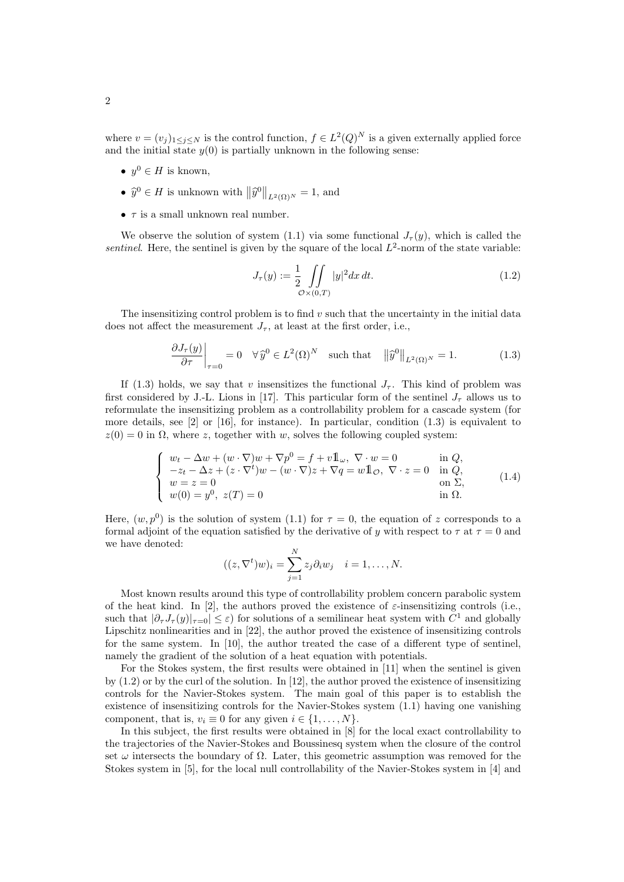where $v = (v_j)_{1\le j\le N}$ is the control function, $f \in L^2(Q)^N$ is a given externally applied force and the initial state $y(0)$ is partially unknown in the following sense:

- $y^0 \in H$ is known,
- $\widehat{y}^0 \in H$ is unknown with $\left\|\widehat{y}^0\right\|_{L^2(\Omega)^N} = 1$, and
- $\tau$ is a small unknown real number.

We observe the solution of system (1.1) via some functional $J_\tau(y)$, which is called the *sentinel*. Here, the sentinel is given by the square of the local $L^2$-norm of the state variable:

$$J_\tau(y) := \frac{1}{2} \iint\limits_{\mathcal{O}\times(0,T)} |y|^2 dx\, dt. \tag{1.2}$$

The insensitizing control problem is to find $v$ such that the uncertainty in the initial data does not affect the measurement $J_\tau$, at least at the first order, i.e.,

$$\left.\frac{\partial J_\tau(y)}{\partial \tau}\right|_{\tau=0} = 0 \quad \forall \widehat{y}^0 \in L^2(\Omega)^N \quad \text{such that} \quad \left\|\widehat{y}^0\right\|_{L^2(\Omega)^N} = 1. \tag{1.3}$$

If (1.3) holds, we say that $v$ insensitizes the functional $J_\tau$. This kind of problem was first considered by J.-L. Lions in [17]. This particular form of the sentinel $J_\tau$ allows us to reformulate the insensitizing problem as a controllability problem for a cascade system (for more details, see [2] or [16], for instance). In particular, condition (1.3) is equivalent to $z(0) = 0$ in $\Omega$, where $z$, together with $w$, solves the following coupled system:

$$\begin{cases} w_t - \Delta w + (w\cdot\nabla)w + \nabla p^0 = f + v\mathbb{1}_\omega,\ \nabla\cdot w = 0 & \text{in } Q,\\ -z_t - \Delta z + (z\cdot\nabla^t)w - (w\cdot\nabla)z + \nabla q = w\mathbb{1}_{\mathcal{O}},\ \nabla\cdot z = 0 & \text{in } Q,\\ w = z = 0 & \text{on } \Sigma,\\ w(0) = y^0,\ z(T) = 0 & \text{in } \Omega. \end{cases} \tag{1.4}$$

Here, $(w, p^0)$ is the solution of system (1.1) for $\tau = 0$, the equation of $z$ corresponds to a formal adjoint of the equation satisfied by the derivative of $y$ with respect to $\tau$ at $\tau = 0$ and we have denoted:

$$((z,\nabla^t)w)_i = \sum_{j=1}^N z_j\partial_i w_j \quad i = 1,\dots,N.$$

Most known results around this type of controllability problem concern parabolic system of the heat kind. In [2], the authors proved the existence of $\varepsilon$-insensitizing controls (i.e., such that $|\partial_\tau J_\tau(y)|_{\tau=0}| \le \varepsilon$) for solutions of a semilinear heat system with $C^1$ and globally Lipschitz nonlinearities and in [22], the author proved the existence of insensitizing controls for the same system. In [10], the author treated the case of a different type of sentinel, namely the gradient of the solution of a heat equation with potentials.

For the Stokes system, the first results were obtained in [11] when the sentinel is given by (1.2) or by the curl of the solution. In [12], the author proved the existence of insensitizing controls for the Navier-Stokes system. The main goal of this paper is to establish the existence of insensitizing controls for the Navier-Stokes system (1.1) having one vanishing component, that is, $v_i \equiv 0$ for any given $i \in \{1,\dots,N\}$.

In this subject, the first results were obtained in [8] for the local exact controllability to the trajectories of the Navier-Stokes and Boussinesq system when the closure of the control set $\omega$ intersects the boundary of $\Omega$. Later, this geometric assumption was removed for the Stokes system in [5], for the local null controllability of the Navier-Stokes system in [4] and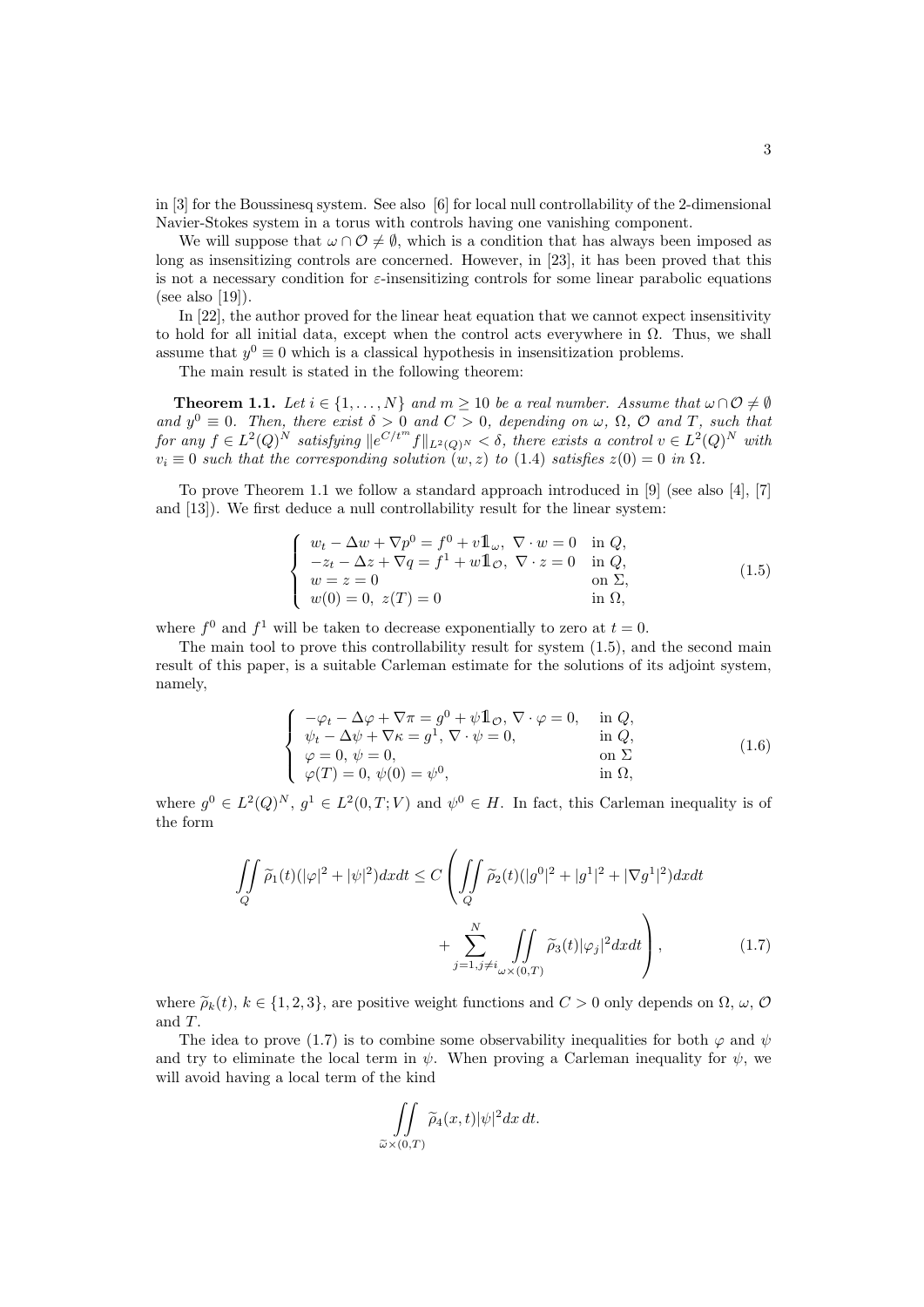in [3] for the Boussinesq system. See also [6] for local null controllability of the 2-dimensional Navier-Stokes system in a torus with controls having one vanishing component.

We will suppose that $\omega \cap \mathcal{O} \neq \emptyset$, which is a condition that has always been imposed as long as insensitizing controls are concerned. However, in [23], it has been proved that this is not a necessary condition for $\varepsilon$-insensitizing controls for some linear parabolic equations (see also [19]).

In [22], the author proved for the linear heat equation that we cannot expect insensitivity to hold for all initial data, except when the control acts everywhere in $\Omega$. Thus, we shall assume that $y^0 \equiv 0$ which is a classical hypothesis in insensitization problems.

The main result is stated in the following theorem:

**Theorem 1.1.** *Let $i \in \{1, \ldots, N\}$ and $m \geq 10$ be a real number. Assume that $\omega \cap \mathcal{O} \neq \emptyset$ and $y^0 \equiv 0$. Then, there exist $\delta > 0$ and $C > 0$, depending on $\omega$, $\Omega$, $\mathcal{O}$ and $T$, such that for any $f \in L^2(Q)^N$ satisfying $\|e^{C/t^m} f\|_{L^2(Q)^N} < \delta$, there exists a control $v \in L^2(Q)^N$ with $v_i \equiv 0$ such that the corresponding solution $(w, z)$ to (1.4) satisfies $z(0) = 0$ in $\Omega$.*

To prove Theorem 1.1 we follow a standard approach introduced in [9] (see also [4], [7] and [13]). We first deduce a null controllability result for the linear system:

$$
\begin{cases}
w_t - \Delta w + \nabla p^0 = f^0 + v \mathbb{1}_\omega, \ \nabla \cdot w = 0 & \text{in } Q, \\
-z_t - \Delta z + \nabla q = f^1 + w \mathbb{1}_\mathcal{O}, \ \nabla \cdot z = 0 & \text{in } Q, \\
w = z = 0 & \text{on } \Sigma, \\
w(0) = 0, \ z(T) = 0 & \text{in } \Omega,
\end{cases}
\tag{1.5}
$$

where $f^0$ and $f^1$ will be taken to decrease exponentially to zero at $t = 0$.

The main tool to prove this controllability result for system (1.5), and the second main result of this paper, is a suitable Carleman estimate for the solutions of its adjoint system, namely,

$$
\begin{cases}
-\varphi_t - \Delta \varphi + \nabla \pi = g^0 + \psi \mathbb{1}_\mathcal{O}, \ \nabla \cdot \varphi = 0, & \text{in } Q, \\
\psi_t - \Delta \psi + \nabla \kappa = g^1, \ \nabla \cdot \psi = 0, & \text{in } Q, \\
\varphi = 0, \ \psi = 0, & \text{on } \Sigma \\
\varphi(T) = 0, \ \psi(0) = \psi^0, & \text{in } \Omega,
\end{cases}
\tag{1.6}
$$

where $g^0 \in L^2(Q)^N$, $g^1 \in L^2(0, T; V)$ and $\psi^0 \in H$. In fact, this Carleman inequality is of the form

$$
\iint\limits_Q \widetilde{\rho}_1(t)(|\varphi|^2 + |\psi|^2) dx dt \leq C \left( \iint\limits_Q \widetilde{\rho}_2(t)(|g^0|^2 + |g^1|^2 + |\nabla g^1|^2) dx dt + \sum_{j=1, j \neq i}^N \iint\limits_{\omega \times (0,T)} \widetilde{\rho}_3(t) |\varphi_j|^2 dx dt \right),
\tag{1.7}
$$

where $\widetilde{\rho}_k(t)$, $k \in \{1, 2, 3\}$, are positive weight functions and $C > 0$ only depends on $\Omega$, $\omega$, $\mathcal{O}$ and $T$.

The idea to prove (1.7) is to combine some observability inequalities for both $\varphi$ and $\psi$ and try to eliminate the local term in $\psi$. When proving a Carleman inequality for $\psi$, we will avoid having a local term of the kind

$$
\iint\limits_{\widetilde{\omega} \times (0,T)} \widetilde{\rho}_4(x, t) |\psi|^2 dx \, dt.
$$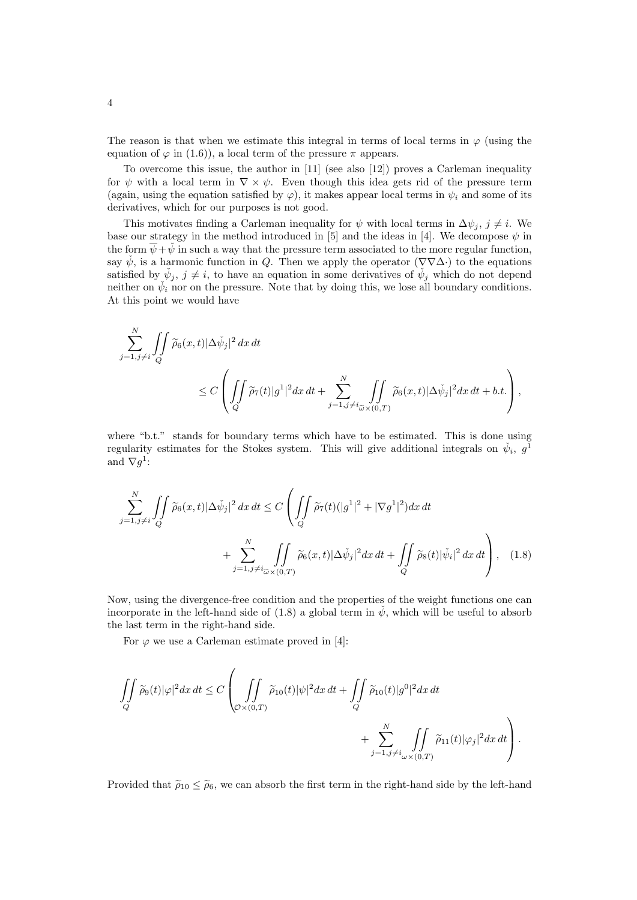The reason is that when we estimate this integral in terms of local terms in $\varphi$ (using the equation of $\varphi$ in (1.6)), a local term of the pressure $\pi$ appears.

To overcome this issue, the author in [11] (see also [12]) proves a Carleman inequality for $\psi$ with a local term in $\nabla \times \psi$. Even though this idea gets rid of the pressure term (again, using the equation satisfied by $\varphi$), it makes appear local terms in $\psi_i$ and some of its derivatives, which for our purposes is not good.

This motivates finding a Carleman inequality for $\psi$ with local terms in $\Delta\psi_j$, $j \neq i$. We base our strategy in the method introduced in [5] and the ideas in [4]. We decompose $\psi$ in the form $\overline{\psi} + \check{\psi}$ in such a way that the pressure term associated to the more regular function, say $\check{\psi}$, is a harmonic function in $Q$. Then we apply the operator $(\nabla\nabla\Delta\cdot)$ to the equations satisfied by $\check{\psi}_j$, $j \neq i$, to have an equation in some derivatives of $\check{\psi}_j$ which do not depend neither on $\check{\psi}_i$ nor on the pressure. Note that by doing this, we lose all boundary conditions. At this point we would have

$$
\sum_{j=1, j\neq i}^{N} \iint\limits_{Q} \widetilde{\rho}_6(x,t)|\Delta\check{\psi}_j|^2 \, dx \, dt
\leq C \left( \iint\limits_{Q} \widetilde{\rho}_7(t)|g^1|^2 dx\, dt + \sum_{j=1, j\neq i}^{N} \iint\limits_{\widetilde{\omega}\times(0,T)} \widetilde{\rho}_6(x,t)|\Delta\check{\psi}_j|^2 dx\, dt + b.t. \right),
$$

where "b.t." stands for boundary terms which have to be estimated. This is done using regularity estimates for the Stokes system. This will give additional integrals on $\check{\psi}_i$, $g^1$ and $\nabla g^1$:

$$
\begin{aligned}
\sum_{j=1, j\neq i}^{N} \iint\limits_{Q} \widetilde{\rho}_6(x,t)|\Delta\check{\psi}_j|^2 \, dx \, dt \leq C \Bigg( & \iint\limits_{Q} \widetilde{\rho}_7(t)(|g^1|^2 + |\nabla g^1|^2) dx\, dt \\
& + \sum_{j=1, j\neq i}^{N} \iint\limits_{\widetilde{\omega}\times(0,T)} \widetilde{\rho}_6(x,t)|\Delta\check{\psi}_j|^2 dx\, dt + \iint\limits_{Q} \widetilde{\rho}_8(t)|\check{\psi}_i|^2 \, dx\, dt \Bigg), \quad (1.8)
\end{aligned}
$$

Now, using the divergence-free condition and the properties of the weight functions one can incorporate in the left-hand side of (1.8) a global term in $\check{\psi}$, which will be useful to absorb the last term in the right-hand side.

For $\varphi$ we use a Carleman estimate proved in [4]:

$$
\iint\limits_{Q} \widetilde{\rho}_9(t)|\varphi|^2 dx\, dt \leq C \left( \iint\limits_{\mathcal{O}\times(0,T)} \widetilde{\rho}_{10}(t)|\psi|^2 dx\, dt + \iint\limits_{Q} \widetilde{\rho}_{10}(t)|g^0|^2 dx\, dt + \sum_{j=1, j\neq i}^{N} \iint\limits_{\omega\times(0,T)} \widetilde{\rho}_{11}(t)|\varphi_j|^2 dx\, dt \right).
$$

Provided that $\widetilde{\rho}_{10} \leq \widetilde{\rho}_6$, we can absorb the first term in the right-hand side by the left-hand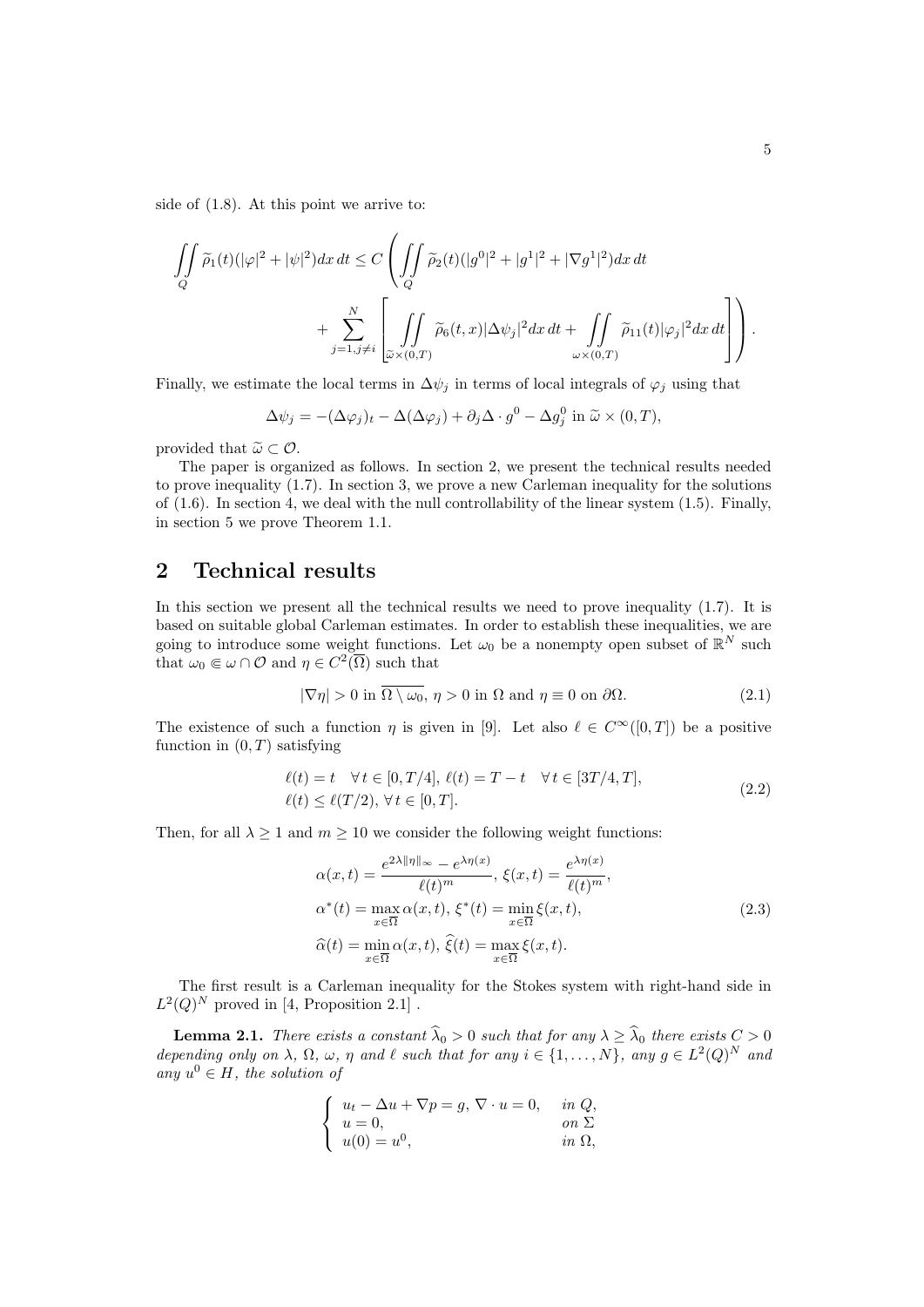side of (1.8). At this point we arrive to:

$$
\iint\limits_Q \widetilde{\rho}_1(t)(|\varphi|^2 + |\psi|^2)dx\,dt \leq C \left( \iint\limits_Q \widetilde{\rho}_2(t)(|g^0|^2 + |g^1|^2 + |\nabla g^1|^2)dx\,dt \right.
$$

$$
\left. + \sum_{j=1, j\neq i}^{N} \left[ \iint\limits_{\widetilde{\omega}\times(0,T)} \widetilde{\rho}_6(t,x)|\Delta\psi_j|^2 dx\,dt + \iint\limits_{\omega\times(0,T)} \widetilde{\rho}_{11}(t)|\varphi_j|^2 dx\,dt \right] \right).
$$

Finally, we estimate the local terms in $\Delta\psi_j$ in terms of local integrals of $\varphi_j$ using that

$$
\Delta\psi_j = -(\Delta\varphi_j)_t - \Delta(\Delta\varphi_j) + \partial_j \Delta \cdot g^0 - \Delta g_j^0 \text{ in } \widetilde{\omega} \times (0,T),
$$

provided that $\widetilde{\omega} \subset \mathcal{O}$.

The paper is organized as follows. In section 2, we present the technical results needed to prove inequality (1.7). In section 3, we prove a new Carleman inequality for the solutions of (1.6). In section 4, we deal with the null controllability of the linear system (1.5). Finally, in section 5 we prove Theorem 1.1.

## 2 Technical results

In this section we present all the technical results we need to prove inequality (1.7). It is based on suitable global Carleman estimates. In order to establish these inequalities, we are going to introduce some weight functions. Let $\omega_0$ be a nonempty open subset of $\mathbb{R}^N$ such that $\omega_0 \Subset \omega \cap \mathcal{O}$ and $\eta \in C^2(\overline{\Omega})$ such that

$$
|\nabla\eta| > 0 \text{ in } \overline{\Omega \setminus \omega_0},\ \eta > 0 \text{ in } \Omega \text{ and } \eta \equiv 0 \text{ on } \partial\Omega. \tag{2.1}
$$

The existence of such a function $\eta$ is given in [9]. Let also $\ell \in C^\infty([0,T])$ be a positive function in $(0,T)$ satisfying

$$
\begin{aligned}
&\ell(t) = t \quad \forall\, t \in [0, T/4],\ \ell(t) = T - t \quad \forall\, t \in [3T/4, T],\\
&\ell(t) \leq \ell(T/2),\ \forall\, t \in [0,T].
\end{aligned} \tag{2.2}
$$

Then, for all $\lambda \geq 1$ and $m \geq 10$ we consider the following weight functions:

$$
\begin{aligned}
&\alpha(x,t) = \frac{e^{2\lambda\|\eta\|_\infty} - e^{\lambda\eta(x)}}{\ell(t)^m},\ \xi(x,t) = \frac{e^{\lambda\eta(x)}}{\ell(t)^m},\\
&\alpha^*(t) = \max_{x\in\overline{\Omega}} \alpha(x,t),\ \xi^*(t) = \min_{x\in\overline{\Omega}} \xi(x,t),\\
&\widehat{\alpha}(t) = \min_{x\in\overline{\Omega}} \alpha(x,t),\ \widehat{\xi}(t) = \max_{x\in\overline{\Omega}} \xi(x,t).
\end{aligned} \tag{2.3}
$$

The first result is a Carleman inequality for the Stokes system with right-hand side in $L^2(Q)^N$ proved in [4, Proposition 2.1] .

**Lemma 2.1.** *There exists a constant $\widehat{\lambda}_0 > 0$ such that for any $\lambda \geq \widehat{\lambda}_0$ there exists $C > 0$ depending only on $\lambda$, $\Omega$, $\omega$, $\eta$ and $\ell$ such that for any $i \in \{1, \dots, N\}$, any $g \in L^2(Q)^N$ and any $u^0 \in H$, the solution of*

$$
\begin{cases}
u_t - \Delta u + \nabla p = g,\ \nabla \cdot u = 0, & \text{in } Q,\\
u = 0, & \text{on } \Sigma\\
u(0) = u^0, & \text{in } \Omega,
\end{cases}
$$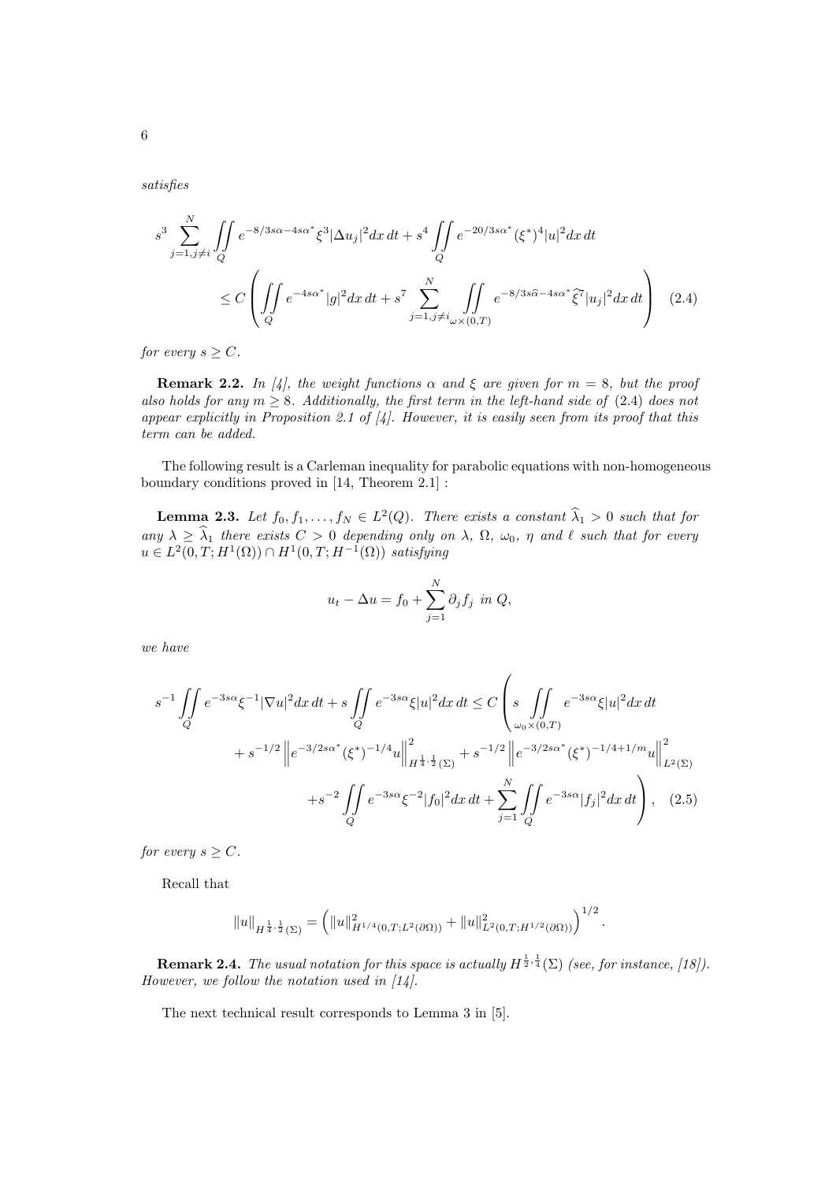*satisfies*

$$
s^3 \sum_{j=1, j\neq i}^{N} \iint\limits_{Q} e^{-8/3s\alpha - 4s\alpha^*} \xi^3 |\Delta u_j|^2 dx\, dt + s^4 \iint\limits_{Q} e^{-20/3s\alpha^*} (\xi^*)^4 |u|^2 dx\, dt
$$

$$
\leq C \left( \iint\limits_{Q} e^{-4s\alpha^*} |g|^2 dx\, dt + s^7 \sum_{j=1, j\neq i}^{N} \iint\limits_{\omega\times(0,T)} e^{-8/3s\widehat{\alpha} - 4s\alpha^*} \widehat{\xi}^7 |u_j|^2 dx\, dt \right) \quad (2.4)
$$

*for every $s \geq C$.*

**Remark 2.2.** *In [4], the weight functions $\alpha$ and $\xi$ are given for $m = 8$, but the proof also holds for any $m \geq 8$. Additionally, the first term in the left-hand side of (2.4) does not appear explicitly in Proposition 2.1 of [4]. However, it is easily seen from its proof that this term can be added.*

The following result is a Carleman inequality for parabolic equations with non-homogeneous boundary conditions proved in [14, Theorem 2.1] :

**Lemma 2.3.** *Let $f_0, f_1, \dots, f_N \in L^2(Q)$. There exists a constant $\widehat{\lambda}_1 > 0$ such that for any $\lambda \geq \widehat{\lambda}_1$ there exists $C > 0$ depending only on $\lambda$, $\Omega$, $\omega_0$, $\eta$ and $\ell$ such that for every $u \in L^2(0,T; H^1(\Omega)) \cap H^1(0,T; H^{-1}(\Omega))$ satisfying*

$$
u_t - \Delta u = f_0 + \sum_{j=1}^{N} \partial_j f_j \ \text{ in } Q,
$$

*we have*

$$
s^{-1} \iint\limits_{Q} e^{-3s\alpha} \xi^{-1} |\nabla u|^2 dx\, dt + s \iint\limits_{Q} e^{-3s\alpha} \xi |u|^2 dx\, dt \leq C \left( s \iint\limits_{\omega_0\times(0,T)} e^{-3s\alpha} \xi |u|^2 dx\, dt \right.
$$

$$
+ s^{-1/2} \left\| e^{-3/2s\alpha^*} (\xi^*)^{-1/4} u \right\|^2_{H^{\frac{1}{4},\frac{1}{2}}(\Sigma)} + s^{-1/2} \left\| e^{-3/2s\alpha^*} (\xi^*)^{-1/4+1/m} u \right\|^2_{L^2(\Sigma)}
$$

$$
\left. + s^{-2} \iint\limits_{Q} e^{-3s\alpha} \xi^{-2} |f_0|^2 dx\, dt + \sum_{j=1}^{N} \iint\limits_{Q} e^{-3s\alpha} |f_j|^2 dx\, dt \right), \quad (2.5)
$$

*for every $s \geq C$.*

Recall that

$$
\|u\|_{H^{\frac{1}{4},\frac{1}{2}}(\Sigma)} = \left( \|u\|^2_{H^{1/4}(0,T;L^2(\partial\Omega))} + \|u\|^2_{L^2(0,T;H^{1/2}(\partial\Omega))} \right)^{1/2}.
$$

**Remark 2.4.** *The usual notation for this space is actually $H^{\frac{1}{2},\frac{1}{4}}(\Sigma)$ (see, for instance, [18]). However, we follow the notation used in [14].*

The next technical result corresponds to Lemma 3 in [5].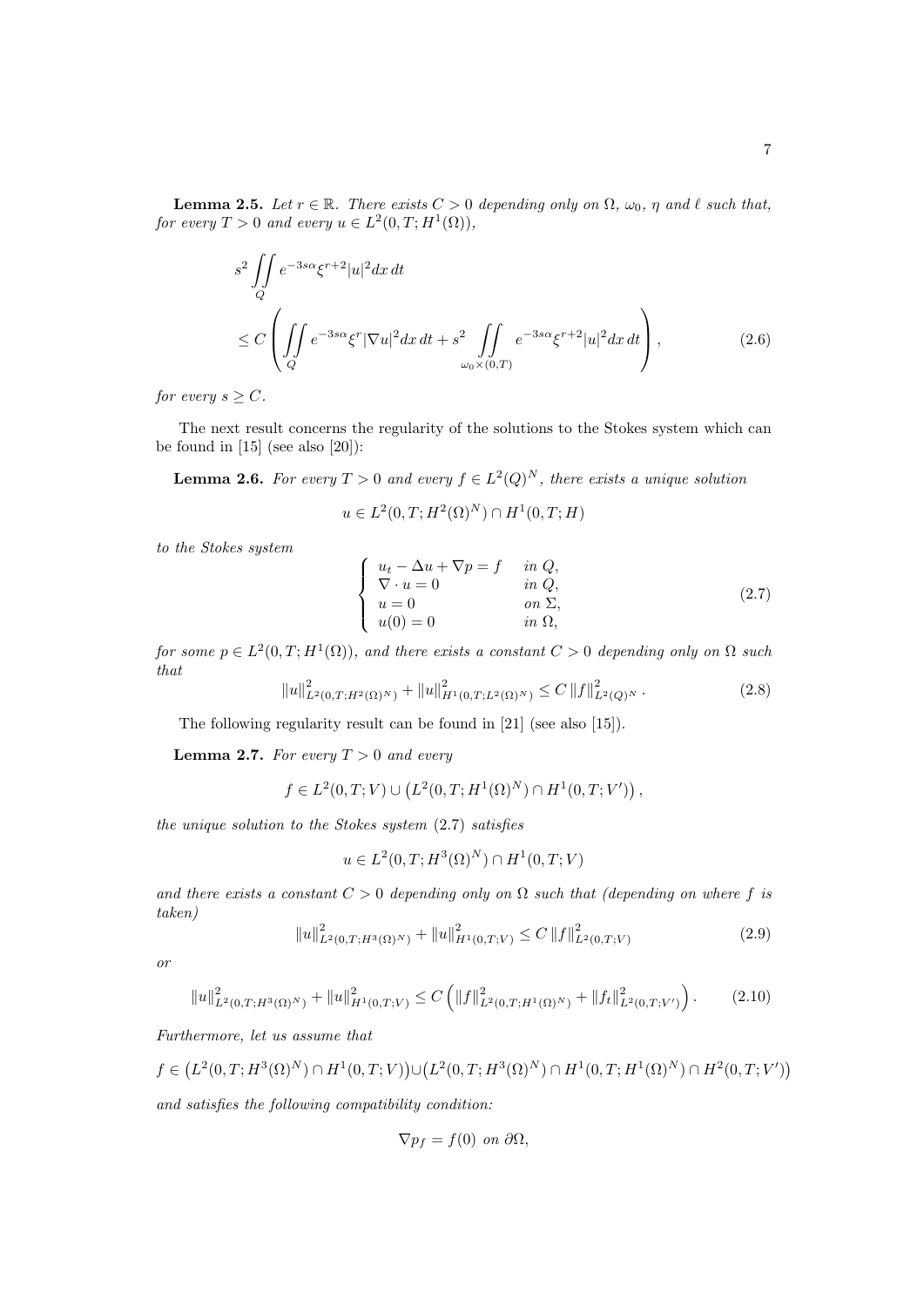**Lemma 2.5.** *Let $r \in \mathbb{R}$. There exists $C > 0$ depending only on $\Omega$, $\omega_0$, $\eta$ and $\ell$ such that, for every $T > 0$ and every $u \in L^2(0,T;H^1(\Omega))$,*

$$
\begin{aligned}
&s^2 \iint\limits_Q e^{-3s\alpha} \xi^{r+2} |u|^2 dx\, dt \\
&\leq C \left( \iint\limits_Q e^{-3s\alpha} \xi^r |\nabla u|^2 dx\, dt + s^2 \iint\limits_{\omega_0 \times (0,T)} e^{-3s\alpha} \xi^{r+2} |u|^2 dx\, dt \right),
\end{aligned}
\tag{2.6}
$$

*for every $s \geq C$.*

The next result concerns the regularity of the solutions to the Stokes system which can be found in [15] (see also [20]):

**Lemma 2.6.** *For every $T > 0$ and every $f \in L^2(Q)^N$, there exists a unique solution*

$$
u \in L^2(0,T;H^2(\Omega)^N) \cap H^1(0,T;H)
$$

*to the Stokes system*

$$
\left\{
\begin{array}{ll}
u_t - \Delta u + \nabla p = f & \textit{in } Q, \\
\nabla \cdot u = 0 & \textit{in } Q, \\
u = 0 & \textit{on } \Sigma, \\
u(0) = 0 & \textit{in } \Omega,
\end{array}
\right.
\tag{2.7}
$$

*for some $p \in L^2(0,T;H^1(\Omega))$, and there exists a constant $C > 0$ depending only on $\Omega$ such that*

$$
\|u\|^2_{L^2(0,T;H^2(\Omega)^N)} + \|u\|^2_{H^1(0,T;L^2(\Omega)^N)} \leq C \, \|f\|^2_{L^2(Q)^N} . \tag{2.8}
$$

The following regularity result can be found in [21] (see also [15]).

**Lemma 2.7.** *For every $T > 0$ and every*

$$
f \in L^2(0,T;V) \cup \left( L^2(0,T;H^1(\Omega)^N) \cap H^1(0,T;V') \right),
$$

*the unique solution to the Stokes system* (2.7) *satisfies*

$$
u \in L^2(0,T;H^3(\Omega)^N) \cap H^1(0,T;V)
$$

*and there exists a constant $C > 0$ depending only on $\Omega$ such that (depending on where $f$ is taken)*

$$
\|u\|^2_{L^2(0,T;H^3(\Omega)^N)} + \|u\|^2_{H^1(0,T;V)} \leq C \, \|f\|^2_{L^2(0,T;V)} \tag{2.9}
$$

*or*

$$
\|u\|^2_{L^2(0,T;H^3(\Omega)^N)} + \|u\|^2_{H^1(0,T;V)} \leq C \left( \|f\|^2_{L^2(0,T;H^1(\Omega)^N)} + \|f_t\|^2_{L^2(0,T;V')} \right). \tag{2.10}
$$

*Furthermore, let us assume that*

$$
f \in \left( L^2(0,T;H^3(\Omega)^N) \cap H^1(0,T;V) \right) \cup \left( L^2(0,T;H^3(\Omega)^N) \cap H^1(0,T;H^1(\Omega)^N) \cap H^2(0,T;V') \right)
$$

*and satisfies the following compatibility condition:*

$$
\nabla p_f = f(0) \ \textit{on} \ \partial\Omega,
$$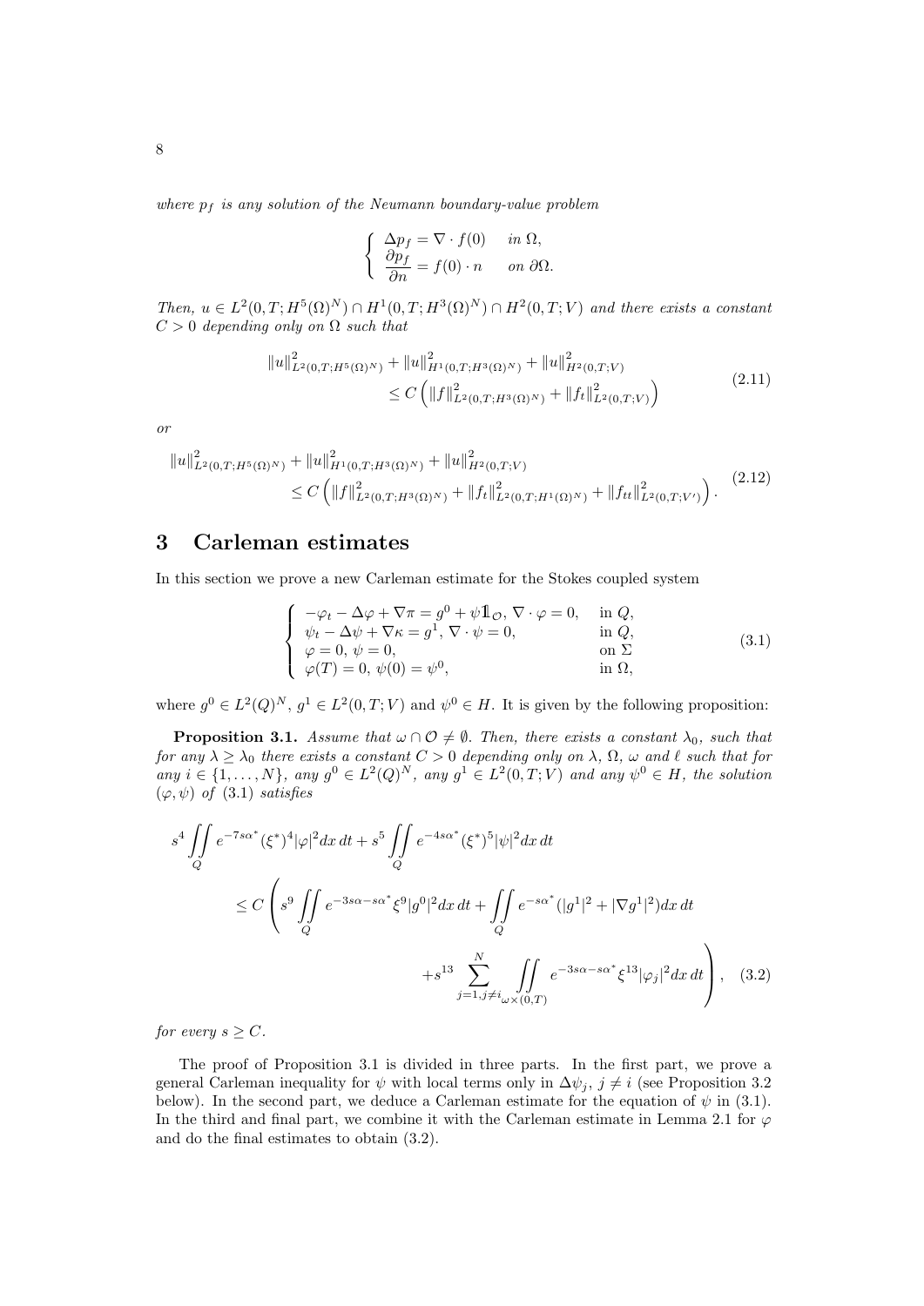*where $p_f$ is any solution of the Neumann boundary-value problem*

$$
\left\{
\begin{array}{ll}
\Delta p_f = \nabla \cdot f(0) & \text{in } \Omega, \\
\dfrac{\partial p_f}{\partial n} = f(0) \cdot n & \text{on } \partial\Omega.
\end{array}
\right.
$$

*Then, $u \in L^2(0,T;H^5(\Omega)^N) \cap H^1(0,T;H^3(\Omega)^N) \cap H^2(0,T;V)$ and there exists a constant $C > 0$ depending only on $\Omega$ such that*

$$
\begin{aligned}
\|u\|^2_{L^2(0,T;H^5(\Omega)^N)} + \|u\|^2_{H^1(0,T;H^3(\Omega)^N)} + \|u\|^2_{H^2(0,T;V)} \\
\leq C \left( \|f\|^2_{L^2(0,T;H^3(\Omega)^N)} + \|f_t\|^2_{L^2(0,T;V)} \right)
\end{aligned}
\tag{2.11}
$$

*or*

$$
\begin{aligned}
\|u\|^2_{L^2(0,T;H^5(\Omega)^N)} + \|u\|^2_{H^1(0,T;H^3(\Omega)^N)} + \|u\|^2_{H^2(0,T;V)} \\
\leq C \left( \|f\|^2_{L^2(0,T;H^3(\Omega)^N)} + \|f_t\|^2_{L^2(0,T;H^1(\Omega)^N)} + \|f_{tt}\|^2_{L^2(0,T;V')} \right).
\end{aligned}
\tag{2.12}
$$

# 3 Carleman estimates

In this section we prove a new Carleman estimate for the Stokes coupled system

$$
\left\{
\begin{array}{ll}
-\varphi_t - \Delta\varphi + \nabla\pi = g^0 + \psi 1\!\!1_{\mathcal{O}},\ \nabla\cdot\varphi = 0, & \text{in } Q, \\
\psi_t - \Delta\psi + \nabla\kappa = g^1,\ \nabla\cdot\psi = 0, & \text{in } Q, \\
\varphi = 0,\ \psi = 0, & \text{on } \Sigma \\
\varphi(T) = 0,\ \psi(0) = \psi^0, & \text{in } \Omega,
\end{array}
\right.
\tag{3.1}
$$

where $g^0 \in L^2(Q)^N$, $g^1 \in L^2(0,T;V)$ and $\psi^0 \in H$. It is given by the following proposition:

**Proposition 3.1.** *Assume that $\omega \cap \mathcal{O} \neq \emptyset$. Then, there exists a constant $\lambda_0$, such that for any $\lambda \geq \lambda_0$ there exists a constant $C > 0$ depending only on $\lambda$, $\Omega$, $\omega$ and $\ell$ such that for any $i \in \{1,\ldots,N\}$, any $g^0 \in L^2(Q)^N$, any $g^1 \in L^2(0,T;V)$ and any $\psi^0 \in H$, the solution $(\varphi,\psi)$ of (3.1) satisfies*

$$
\begin{aligned}
s^4 \iint\limits_Q e^{-7s\alpha^*}(\xi^*)^4|\varphi|^2 dx\,dt + s^5 \iint\limits_Q e^{-4s\alpha^*}(\xi^*)^5|\psi|^2 dx\,dt \\
\leq C \Bigg( s^9 \iint\limits_Q e^{-3s\alpha - s\alpha^*}\xi^9|g^0|^2 dx\,dt + \iint\limits_Q e^{-s\alpha^*}(|g^1|^2 + |\nabla g^1|^2) dx\,dt \\
+ s^{13} \sum_{j=1, j\neq i}^N \iint\limits_{\omega\times(0,T)} e^{-3s\alpha - s\alpha^*}\xi^{13}|\varphi_j|^2 dx\,dt \Bigg),
\end{aligned}
\tag{3.2}
$$

*for every $s \geq C$.*

The proof of Proposition 3.1 is divided in three parts. In the first part, we prove a general Carleman inequality for $\psi$ with local terms only in $\Delta\psi_j$, $j \neq i$ (see Proposition 3.2 below). In the second part, we deduce a Carleman estimate for the equation of $\psi$ in (3.1). In the third and final part, we combine it with the Carleman estimate in Lemma 2.1 for $\varphi$ and do the final estimates to obtain (3.2).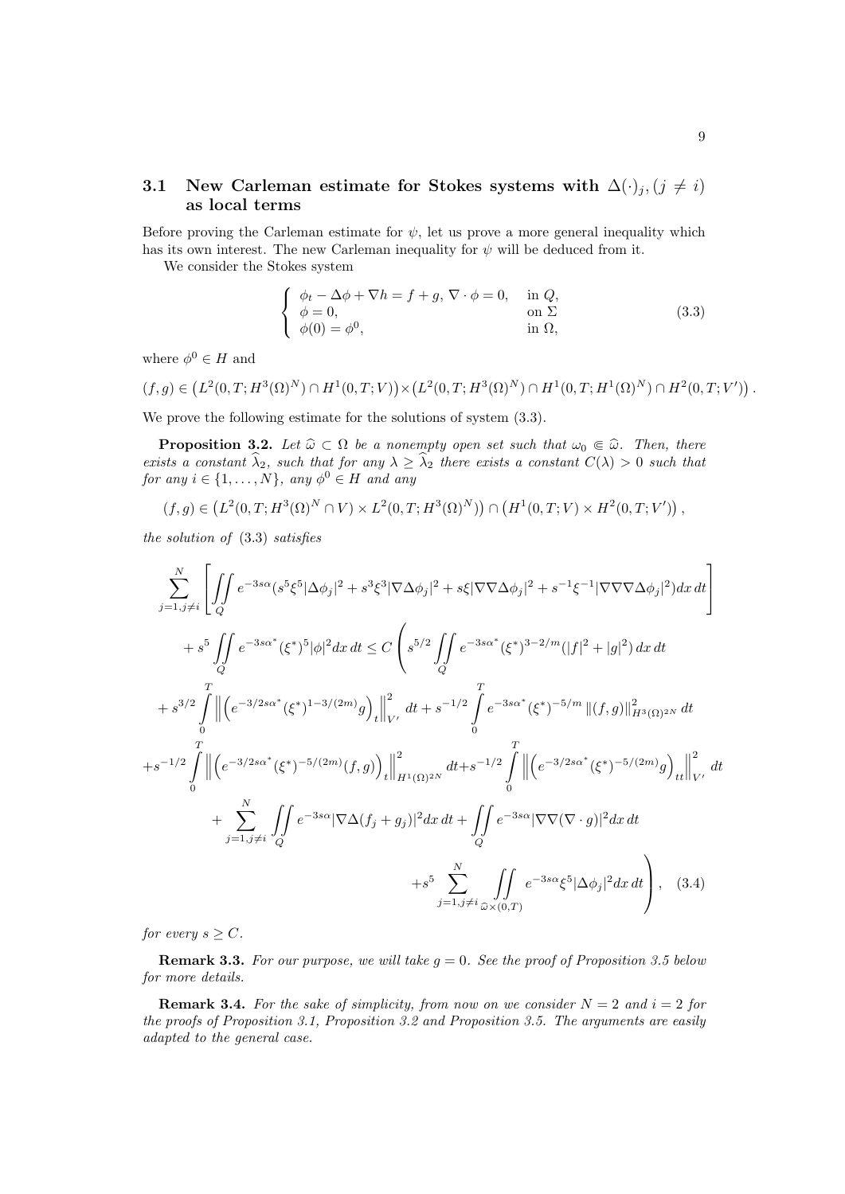### 3.1 New Carleman estimate for Stokes systems with $\Delta(\cdot)_j, (j \neq i)$ as local terms

Before proving the Carleman estimate for $\psi$, let us prove a more general inequality which has its own interest. The new Carleman inequality for $\psi$ will be deduced from it.

We consider the Stokes system

$$
\left\{
\begin{array}{ll}
\phi_t - \Delta\phi + \nabla h = f + g,\ \nabla\cdot\phi = 0, & \text{in } Q,\\
\phi = 0, & \text{on } \Sigma\\
\phi(0) = \phi^0, & \text{in } \Omega,
\end{array}
\right. \tag{3.3}
$$

where $\phi^0 \in H$ and

$$(f,g) \in \left(L^2(0,T;H^3(\Omega)^N) \cap H^1(0,T;V)\right) \times \left(L^2(0,T;H^3(\Omega)^N) \cap H^1(0,T;H^1(\Omega)^N) \cap H^2(0,T;V')\right).$$

We prove the following estimate for the solutions of system (3.3).

**Proposition 3.2.** *Let $\widehat{\omega} \subset \Omega$ be a nonempty open set such that $\omega_0 \Subset \widehat{\omega}$. Then, there exists a constant $\widehat{\lambda}_2$, such that for any $\lambda \geq \widehat{\lambda}_2$ there exists a constant $C(\lambda) > 0$ such that for any $i \in \{1,\dots,N\}$, any $\phi^0 \in H$ and any*

$$(f,g) \in \left(L^2(0,T;H^3(\Omega)^N \cap V) \times L^2(0,T;H^3(\Omega)^N)\right) \cap \left(H^1(0,T;V) \times H^2(0,T;V')\right),$$

*the solution of* (3.3) *satisfies*

$$
\begin{aligned}
&\sum_{j=1,j\neq i}^{N} \left[ \iint\limits_{Q} e^{-3s\alpha}(s^5\xi^5|\Delta\phi_j|^2 + s^3\xi^3|\nabla\Delta\phi_j|^2 + s\xi|\nabla\nabla\Delta\phi_j|^2 + s^{-1}\xi^{-1}|\nabla\nabla\nabla\Delta\phi_j|^2)dx\,dt \right]\\
&\quad + s^5 \iint\limits_{Q} e^{-3s\alpha^*}(\xi^*)^5|\phi|^2 dx\,dt \leq C \left( s^{5/2} \iint\limits_{Q} e^{-3s\alpha^*}(\xi^*)^{3-2/m}(|f|^2+|g|^2)\,dx\,dt \right.\\
&+ s^{3/2} \int_0^T \left\| \left(e^{-3/2s\alpha^*}(\xi^*)^{1-3/(2m)}g\right)_t \right\|_{V'}^2 dt + s^{-1/2} \int_0^T e^{-3s\alpha^*}(\xi^*)^{-5/m}\|(f,g)\|^2_{H^3(\Omega)^{2N}}\,dt\\
&+ s^{-1/2} \int_0^T \left\| \left(e^{-3/2s\alpha^*}(\xi^*)^{-5/(2m)}(f,g)\right)_t \right\|_{H^1(\Omega)^{2N}}^2 dt + s^{-1/2} \int_0^T \left\| \left(e^{-3/2s\alpha^*}(\xi^*)^{-5/(2m)}g\right)_{tt} \right\|_{V'}^2 dt\\
&+ \sum_{j=1,j\neq i}^{N} \iint\limits_{Q} e^{-3s\alpha}|\nabla\Delta(f_j+g_j)|^2 dx\,dt + \iint\limits_{Q} e^{-3s\alpha}|\nabla\nabla(\nabla\cdot g)|^2 dx\,dt\\
&\left. + s^5 \sum_{j=1,j\neq i}^{N} \iint\limits_{\widehat{\omega}\times(0,T)} e^{-3s\alpha}\xi^5|\Delta\phi_j|^2 dx\,dt \right),
\end{aligned} \tag{3.4}
$$

*for every $s \geq C$.*

**Remark 3.3.** *For our purpose, we will take $g = 0$. See the proof of Proposition 3.5 below for more details.*

**Remark 3.4.** *For the sake of simplicity, from now on we consider $N = 2$ and $i = 2$ for the proofs of Proposition 3.1, Proposition 3.2 and Proposition 3.5. The arguments are easily adapted to the general case.*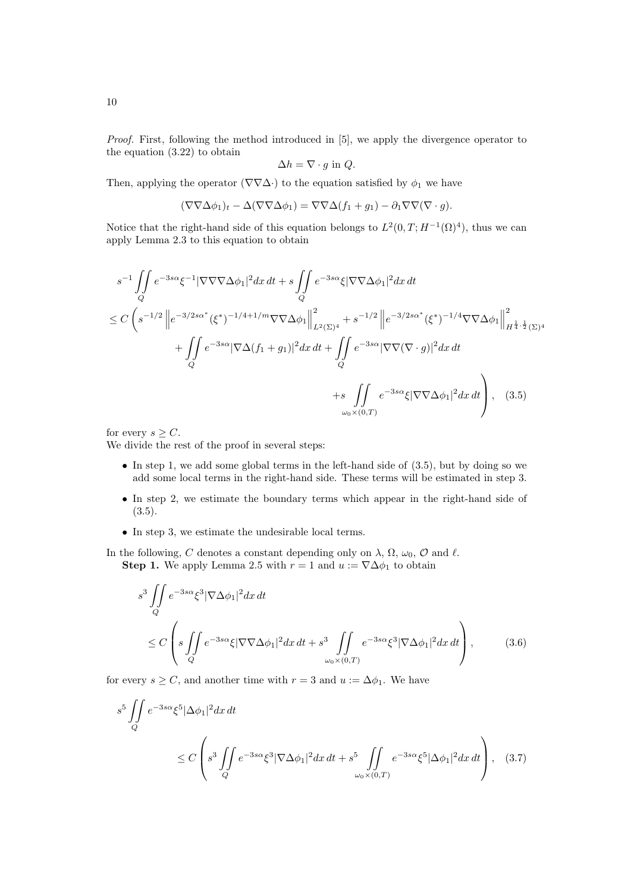*Proof.* First, following the method introduced in [5], we apply the divergence operator to the equation (3.22) to obtain

$$\Delta h = \nabla \cdot g \text{ in } Q.$$

Then, applying the operator $(\nabla\nabla\Delta\cdot)$ to the equation satisfied by $\phi_1$ we have

$$(\nabla\nabla\Delta\phi_1)_t - \Delta(\nabla\nabla\Delta\phi_1) = \nabla\nabla\Delta(f_1 + g_1) - \partial_1\nabla\nabla(\nabla \cdot g).$$

Notice that the right-hand side of this equation belongs to $L^2(0,T;H^{-1}(\Omega)^4)$, thus we can apply Lemma 2.3 to this equation to obtain

$$\begin{aligned}
&s^{-1}\iint\limits_Q e^{-3s\alpha}\xi^{-1}|\nabla\nabla\nabla\Delta\phi_1|^2 dx\,dt + s\iint\limits_Q e^{-3s\alpha}\xi|\nabla\nabla\Delta\phi_1|^2 dx\,dt \\
&\leq C\left( s^{-1/2}\left\| e^{-3/2s\alpha^*}(\xi^*)^{-1/4+1/m}\nabla\nabla\Delta\phi_1\right\|^2_{L^2(\Sigma)^4} + s^{-1/2}\left\| e^{-3/2s\alpha^*}(\xi^*)^{-1/4}\nabla\nabla\Delta\phi_1\right\|^2_{H^{\frac{1}{4},\frac{1}{2}}(\Sigma)^4} \right. \\
&\qquad + \iint\limits_Q e^{-3s\alpha}|\nabla\Delta(f_1+g_1)|^2 dx\,dt + \iint\limits_Q e^{-3s\alpha}|\nabla\nabla(\nabla\cdot g)|^2 dx\,dt \\
&\qquad \left. + s\iint\limits_{\omega_0\times(0,T)} e^{-3s\alpha}\xi|\nabla\nabla\Delta\phi_1|^2 dx\,dt \right), \quad (3.5)
\end{aligned}$$

for every $s \geq C$.

We divide the rest of the proof in several steps:

- In step 1, we add some global terms in the left-hand side of (3.5), but by doing so we add some local terms in the right-hand side. These terms will be estimated in step 3.
- In step 2, we estimate the boundary terms which appear in the right-hand side of (3.5).
- In step 3, we estimate the undesirable local terms.

In the following, $C$ denotes a constant depending only on $\lambda$, $\Omega$, $\omega_0$, $\mathcal{O}$ and $\ell$.

**Step 1.** We apply Lemma 2.5 with $r = 1$ and $u := \nabla\Delta\phi_1$ to obtain

$$\begin{aligned}
&s^3\iint\limits_Q e^{-3s\alpha}\xi^3|\nabla\Delta\phi_1|^2 dx\,dt \\
&\leq C\left( s\iint\limits_Q e^{-3s\alpha}\xi|\nabla\nabla\Delta\phi_1|^2 dx\,dt + s^3\iint\limits_{\omega_0\times(0,T)} e^{-3s\alpha}\xi^3|\nabla\Delta\phi_1|^2 dx\,dt \right), \quad (3.6)
\end{aligned}$$

for every $s \geq C$, and another time with $r = 3$ and $u := \Delta\phi_1$. We have

$$\begin{aligned}
&s^5\iint\limits_Q e^{-3s\alpha}\xi^5|\Delta\phi_1|^2 dx\,dt \\
&\qquad \leq C\left( s^3\iint\limits_Q e^{-3s\alpha}\xi^3|\nabla\Delta\phi_1|^2 dx\,dt + s^5\iint\limits_{\omega_0\times(0,T)} e^{-3s\alpha}\xi^5|\Delta\phi_1|^2 dx\,dt \right), \quad (3.7)
\end{aligned}$$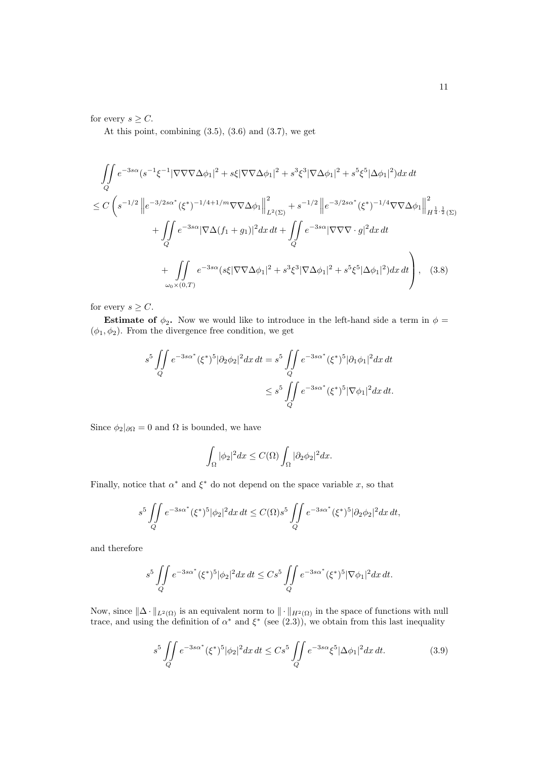for every $s \geq C$.

At this point, combining (3.5), (3.6) and (3.7), we get

$$
\begin{aligned}
&\iint\limits_Q e^{-3s\alpha}(s^{-1}\xi^{-1}|\nabla\nabla\nabla\Delta\phi_1|^2 + s\xi|\nabla\nabla\Delta\phi_1|^2 + s^3\xi^3|\nabla\Delta\phi_1|^2 + s^5\xi^5|\Delta\phi_1|^2)dx\,dt \\
&\leq C\left( s^{-1/2}\left\| e^{-3/2s\alpha^*}(\xi^*)^{-1/4+1/m}\nabla\nabla\Delta\phi_1\right\|^2_{L^2(\Sigma)} + s^{-1/2}\left\| e^{-3/2s\alpha^*}(\xi^*)^{-1/4}\nabla\nabla\Delta\phi_1\right\|^2_{H^{\frac{1}{4},\frac{1}{2}}(\Sigma)} \right. \\
&\qquad + \iint\limits_Q e^{-3s\alpha}|\nabla\Delta(f_1+g_1)|^2dx\,dt + \iint\limits_Q e^{-3s\alpha}|\nabla\nabla\nabla\cdot g|^2dx\,dt \\
&\qquad \left. + \iint\limits_{\omega_0\times(0,T)} e^{-3s\alpha}(s\xi|\nabla\nabla\Delta\phi_1|^2 + s^3\xi^3|\nabla\Delta\phi_1|^2 + s^5\xi^5|\Delta\phi_1|^2)dx\,dt \right), \quad (3.8)
\end{aligned}
$$

for every $s \geq C$.

**Estimate of $\phi_2$.** Now we would like to introduce in the left-hand side a term in $\phi = (\phi_1, \phi_2)$. From the divergence free condition, we get

$$
\begin{aligned}
s^5\iint\limits_Q e^{-3s\alpha^*}(\xi^*)^5|\partial_2\phi_2|^2dx\,dt &= s^5\iint\limits_Q e^{-3s\alpha^*}(\xi^*)^5|\partial_1\phi_1|^2dx\,dt \\
&\leq s^5\iint\limits_Q e^{-3s\alpha^*}(\xi^*)^5|\nabla\phi_1|^2dx\,dt.
\end{aligned}
$$

Since $\phi_2|_{\partial\Omega} = 0$ and $\Omega$ is bounded, we have

$$
\int_\Omega |\phi_2|^2dx \leq C(\Omega)\int_\Omega |\partial_2\phi_2|^2dx.
$$

Finally, notice that $\alpha^*$ and $\xi^*$ do not depend on the space variable $x$, so that

$$
s^5\iint\limits_Q e^{-3s\alpha^*}(\xi^*)^5|\phi_2|^2dx\,dt \leq C(\Omega)s^5\iint\limits_Q e^{-3s\alpha^*}(\xi^*)^5|\partial_2\phi_2|^2dx\,dt,
$$

and therefore

$$
s^5\iint\limits_Q e^{-3s\alpha^*}(\xi^*)^5|\phi_2|^2dx\,dt \leq Cs^5\iint\limits_Q e^{-3s\alpha^*}(\xi^*)^5|\nabla\phi_1|^2dx\,dt.
$$

Now, since $\|\Delta\cdot\|_{L^2(\Omega)}$ is an equivalent norm to $\|\cdot\|_{H^2(\Omega)}$ in the space of functions with null trace, and using the definition of $\alpha^*$ and $\xi^*$ (see (2.3)), we obtain from this last inequality

$$
s^5\iint\limits_Q e^{-3s\alpha^*}(\xi^*)^5|\phi_2|^2dx\,dt \leq Cs^5\iint\limits_Q e^{-3s\alpha}\xi^5|\Delta\phi_1|^2dx\,dt. \quad (3.9)
$$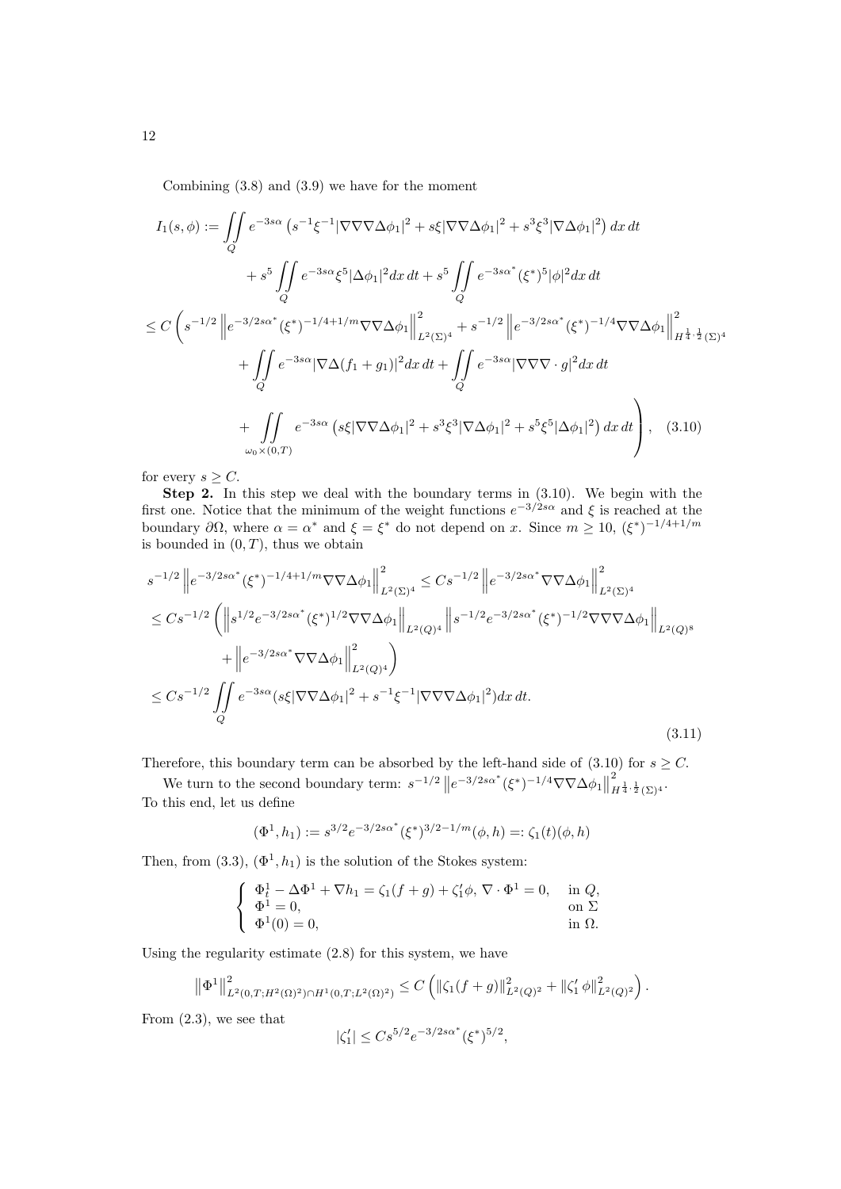Combining (3.8) and (3.9) we have for the moment

$$
\begin{aligned}
I_1(s,\phi) &:= \iint\limits_Q e^{-3s\alpha}\left(s^{-1}\xi^{-1}|\nabla\nabla\nabla\Delta\phi_1|^2 + s\xi|\nabla\nabla\Delta\phi_1|^2 + s^3\xi^3|\nabla\Delta\phi_1|^2\right)dx\,dt \\
&\quad + s^5\iint\limits_Q e^{-3s\alpha}\xi^5|\Delta\phi_1|^2 dx\,dt + s^5\iint\limits_Q e^{-3s\alpha^*}(\xi^*)^5|\phi|^2 dx\,dt \\
&\le C\Bigg(s^{-1/2}\left\|e^{-3/2s\alpha^*}(\xi^*)^{-1/4+1/m}\nabla\nabla\Delta\phi_1\right\|^2_{L^2(\Sigma)^4} + s^{-1/2}\left\|e^{-3/2s\alpha^*}(\xi^*)^{-1/4}\nabla\nabla\Delta\phi_1\right\|^2_{H^{\frac14,\frac12}(\Sigma)^4} \\
&\quad + \iint\limits_Q e^{-3s\alpha}|\nabla\Delta(f_1+g_1)|^2 dx\,dt + \iint\limits_Q e^{-3s\alpha}|\nabla\nabla\nabla\cdot g|^2 dx\,dt \\
&\quad + \iint\limits_{\omega_0\times(0,T)} e^{-3s\alpha}\left(s\xi|\nabla\nabla\Delta\phi_1|^2 + s^3\xi^3|\nabla\Delta\phi_1|^2 + s^5\xi^5|\Delta\phi_1|^2\right)dx\,dt\Bigg), \quad (3.10)
\end{aligned}
$$

for every $s \ge C$.

**Step 2.** In this step we deal with the boundary terms in (3.10). We begin with the first one. Notice that the minimum of the weight functions $e^{-3/2s\alpha}$ and $\xi$ is reached at the boundary $\partial\Omega$, where $\alpha = \alpha^*$ and $\xi = \xi^*$ do not depend on $x$. Since $m \ge 10$, $(\xi^*)^{-1/4+1/m}$ is bounded in $(0,T)$, thus we obtain

$$
\begin{aligned}
&s^{-1/2}\left\|e^{-3/2s\alpha^*}(\xi^*)^{-1/4+1/m}\nabla\nabla\Delta\phi_1\right\|^2_{L^2(\Sigma)^4} \le Cs^{-1/2}\left\|e^{-3/2s\alpha^*}\nabla\nabla\Delta\phi_1\right\|^2_{L^2(\Sigma)^4} \\
&\le Cs^{-1/2}\Bigg(\left\|s^{1/2}e^{-3/2s\alpha^*}(\xi^*)^{1/2}\nabla\nabla\Delta\phi_1\right\|_{L^2(Q)^4}\left\|s^{-1/2}e^{-3/2s\alpha^*}(\xi^*)^{-1/2}\nabla\nabla\nabla\Delta\phi_1\right\|_{L^2(Q)^8} \\
&\quad + \left\|e^{-3/2s\alpha^*}\nabla\nabla\Delta\phi_1\right\|^2_{L^2(Q)^4}\Bigg) \\
&\le Cs^{-1/2}\iint\limits_Q e^{-3s\alpha}(s\xi|\nabla\nabla\Delta\phi_1|^2 + s^{-1}\xi^{-1}|\nabla\nabla\nabla\Delta\phi_1|^2)dx\,dt.
\end{aligned} \quad (3.11)
$$

Therefore, this boundary term can be absorbed by the left-hand side of (3.10) for $s \ge C$.

We turn to the second boundary term: $s^{-1/2}\left\|e^{-3/2s\alpha^*}(\xi^*)^{-1/4}\nabla\nabla\Delta\phi_1\right\|^2_{H^{\frac14,\frac12}(\Sigma)^4}$. To this end, let us define

$$
(\Phi^1, h_1) := s^{3/2}e^{-3/2s\alpha^*}(\xi^*)^{3/2-1/m}(\phi,h) =: \zeta_1(t)(\phi,h)
$$

Then, from (3.3), $(\Phi^1,h_1)$ is the solution of the Stokes system:

$$
\begin{cases}
\Phi^1_t - \Delta\Phi^1 + \nabla h_1 = \zeta_1(f+g) + \zeta_1'\phi,\ \nabla\cdot\Phi^1 = 0, & \text{in } Q,\\
\Phi^1 = 0, & \text{on } \Sigma\\
\Phi^1(0) = 0, & \text{in } \Omega.
\end{cases}
$$

Using the regularity estimate (2.8) for this system, we have

$$
\left\|\Phi^1\right\|^2_{L^2(0,T;H^2(\Omega)^2)\cap H^1(0,T;L^2(\Omega)^2)} \le C\left(\|\zeta_1(f+g)\|^2_{L^2(Q)^2} + \|\zeta_1'\,\phi\|^2_{L^2(Q)^2}\right).
$$

From (2.3), we see that

$$
|\zeta_1'| \le Cs^{5/2}e^{-3/2s\alpha^*}(\xi^*)^{5/2},
$$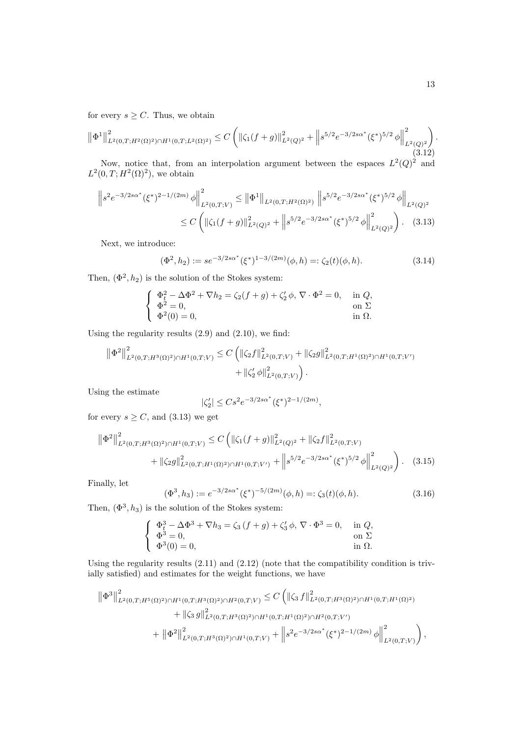for every $s \geq C$. Thus, we obtain

$$\left\|\Phi^1\right\|^2_{L^2(0,T;H^2(\Omega)^2)\cap H^1(0,T;L^2(\Omega)^2)} \leq C\left(\|\zeta_1(f+g)\|^2_{L^2(Q)^2} + \left\|s^{5/2}e^{-3/2s\alpha^*}(\xi^*)^{5/2}\,\phi\right\|^2_{L^2(Q)^2}\right). \tag{3.12}$$

Now, notice that, from an interpolation argument between the espaces $L^2(Q)^2$ and $L^2(0,T;H^2(\Omega)^2)$, we obtain

$$\begin{aligned}\left\|s^2e^{-3/2s\alpha^*}(\xi^*)^{2-1/(2m)}\,\phi\right\|^2_{L^2(0,T;V)} &\leq \left\|\Phi^1\right\|_{L^2(0,T;H^2(\Omega)^2)}\left\|s^{5/2}e^{-3/2s\alpha^*}(\xi^*)^{5/2}\,\phi\right\|_{L^2(Q)^2}\\ &\leq C\left(\|\zeta_1(f+g)\|^2_{L^2(Q)^2} + \left\|s^{5/2}e^{-3/2s\alpha^*}(\xi^*)^{5/2}\,\phi\right\|^2_{L^2(Q)^2}\right). \end{aligned} \tag{3.13}$$

Next, we introduce:

$$(\Phi^2,h_2) := se^{-3/2s\alpha^*}(\xi^*)^{1-3/(2m)}(\phi,h) =: \zeta_2(t)(\phi,h). \tag{3.14}$$

Then, $(\Phi^2,h_2)$ is the solution of the Stokes system:

$$\begin{cases} \Phi^2_t - \Delta\Phi^2 + \nabla h_2 = \zeta_2(f+g) + \zeta_2'\,\phi,\ \nabla\cdot\Phi^2 = 0, & \text{in } Q,\\ \Phi^2 = 0, & \text{on } \Sigma\\ \Phi^2(0) = 0, & \text{in } \Omega. \end{cases}$$

Using the regularity results (2.9) and (2.10), we find:

$$\begin{aligned}\left\|\Phi^2\right\|^2_{L^2(0,T;H^3(\Omega)^2)\cap H^1(0,T;V)} \leq C\Big(&\|\zeta_2 f\|^2_{L^2(0,T;V)} + \|\zeta_2 g\|^2_{L^2(0,T;H^1(\Omega)^2)\cap H^1(0,T;V')}\\ &+ \|\zeta_2'\,\phi\|^2_{L^2(0,T;V)}\Big).\end{aligned}$$

Using the estimate

$$|\zeta_2'| \leq Cs^2e^{-3/2s\alpha^*}(\xi^*)^{2-1/(2m)},$$

for every $s \geq C$, and (3.13) we get

$$\begin{aligned}\left\|\Phi^2\right\|^2_{L^2(0,T;H^3(\Omega)^2)\cap H^1(0,T;V)} &\leq C\Big(\|\zeta_1(f+g)\|^2_{L^2(Q)^2} + \|\zeta_2 f\|^2_{L^2(0,T;V)}\\ &+ \|\zeta_2 g\|^2_{L^2(0,T;H^1(\Omega)^2)\cap H^1(0,T;V')} + \left\|s^{5/2}e^{-3/2s\alpha^*}(\xi^*)^{5/2}\,\phi\right\|^2_{L^2(Q)^2}\Big).\end{aligned} \tag{3.15}$$

Finally, let

$$(\Phi^3,h_3) := e^{-3/2s\alpha^*}(\xi^*)^{-5/(2m)}(\phi,h) =: \zeta_3(t)(\phi,h). \tag{3.16}$$

Then, $(\Phi^3,h_3)$ is the solution of the Stokes system:

$$\begin{cases} \Phi^3_t - \Delta\Phi^3 + \nabla h_3 = \zeta_3\,(f+g) + \zeta_3'\,\phi,\ \nabla\cdot\Phi^3 = 0, & \text{in } Q,\\ \Phi^3 = 0, & \text{on } \Sigma\\ \Phi^3(0) = 0, & \text{in } \Omega. \end{cases}$$

Using the regularity results (2.11) and (2.12) (note that the compatibility condition is trivially satisfied) and estimates for the weight functions, we have

$$\begin{aligned}\left\|\Phi^3\right\|^2_{L^2(0,T;H^5(\Omega)^2)\cap H^1(0,T;H^3(\Omega)^2)\cap H^2(0,T;V)} &\leq C\Big(\|\zeta_3\,f\|^2_{L^2(0,T;H^3(\Omega)^2)\cap H^1(0,T;H^1(\Omega)^2)}\\ &+ \|\zeta_3\,g\|^2_{L^2(0,T;H^3(\Omega)^2)\cap H^1(0,T;H^1(\Omega)^2)\cap H^2(0,T;V')}\\ &+ \left\|\Phi^2\right\|^2_{L^2(0,T;H^3(\Omega)^2)\cap H^1(0,T;V)} + \left\|s^2e^{-3/2s\alpha^*}(\xi^*)^{2-1/(2m)}\,\phi\right\|^2_{L^2(0,T;V)}\Big),\end{aligned}$$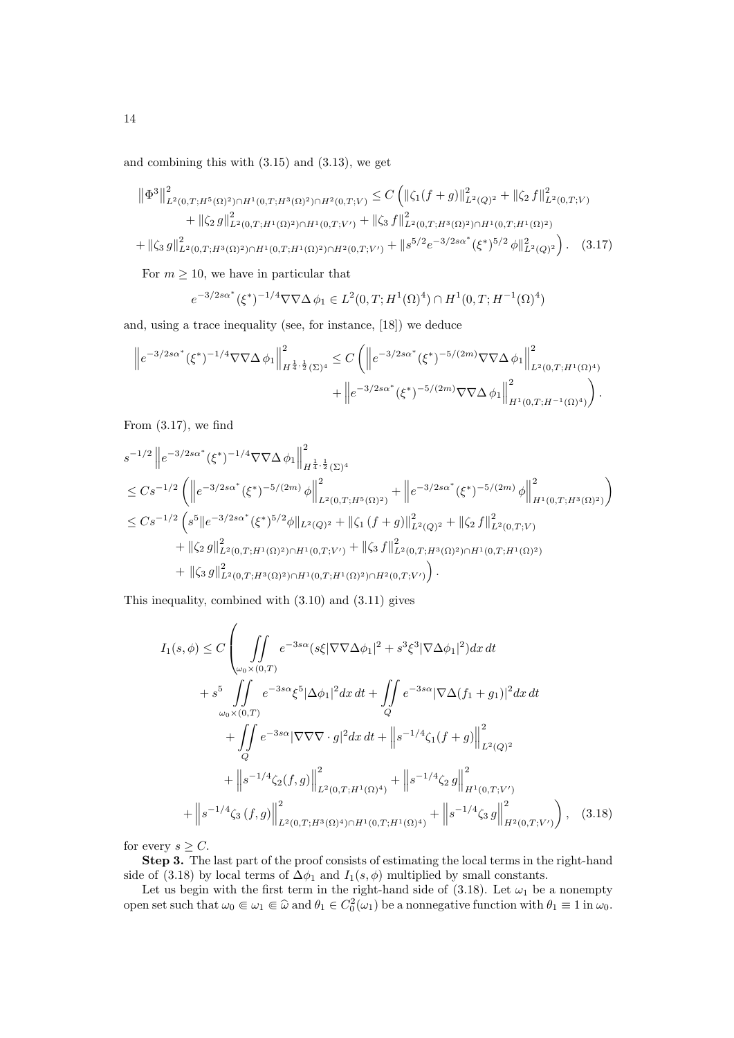and combining this with (3.15) and (3.13), we get

$$
\begin{aligned}
\left\|\Phi^3\right\|^2_{L^2(0,T;H^5(\Omega)^2)\cap H^1(0,T;H^3(\Omega)^2)\cap H^2(0,T;V)} &\leq C\Big(\|\zeta_1(f+g)\|^2_{L^2(Q)^2} + \|\zeta_2\, f\|^2_{L^2(0,T;V)} \\
&\quad + \|\zeta_2\, g\|^2_{L^2(0,T;H^1(\Omega)^2)\cap H^1(0,T;V')} + \|\zeta_3\, f\|^2_{L^2(0,T;H^3(\Omega)^2)\cap H^1(0,T;H^1(\Omega)^2)} \\
+ \|\zeta_3\, g\|^2_{L^2(0,T;H^3(\Omega)^2)\cap H^1(0,T;H^1(\Omega)^2)\cap H^2(0,T;V')} &+ \|s^{5/2}e^{-3/2s\alpha^*}(\xi^*)^{5/2}\,\phi\|^2_{L^2(Q)^2}\Big). \quad (3.17)
\end{aligned}
$$

For $m \geq 10$, we have in particular that

$$
e^{-3/2s\alpha^*}(\xi^*)^{-1/4}\nabla\nabla\Delta\,\phi_1 \in L^2(0,T;H^1(\Omega)^4)\cap H^1(0,T;H^{-1}(\Omega)^4)
$$

and, using a trace inequality (see, for instance, [18]) we deduce

$$
\begin{aligned}
\left\|e^{-3/2s\alpha^*}(\xi^*)^{-1/4}\nabla\nabla\Delta\,\phi_1\right\|^2_{H^{\frac{1}{4},\frac{1}{2}}(\Sigma)^4} &\leq C\Bigg(\left\|e^{-3/2s\alpha^*}(\xi^*)^{-5/(2m)}\nabla\nabla\Delta\,\phi_1\right\|^2_{L^2(0,T;H^1(\Omega)^4)} \\
&\quad + \left\|e^{-3/2s\alpha^*}(\xi^*)^{-5/(2m)}\nabla\nabla\Delta\,\phi_1\right\|^2_{H^1(0,T;H^{-1}(\Omega)^4)}\Bigg).
\end{aligned}
$$

From (3.17), we find

$$
\begin{aligned}
&s^{-1/2}\left\|e^{-3/2s\alpha^*}(\xi^*)^{-1/4}\nabla\nabla\Delta\,\phi_1\right\|^2_{H^{\frac{1}{4},\frac{1}{2}}(\Sigma)^4} \\
&\leq Cs^{-1/2}\left(\left\|e^{-3/2s\alpha^*}(\xi^*)^{-5/(2m)}\,\phi\right\|^2_{L^2(0,T;H^5(\Omega)^2)} + \left\|e^{-3/2s\alpha^*}(\xi^*)^{-5/(2m)}\,\phi\right\|^2_{H^1(0,T;H^3(\Omega)^2)}\right) \\
&\leq Cs^{-1/2}\Big(s^5\|e^{-3/2s\alpha^*}(\xi^*)^{5/2}\phi\|_{L^2(Q)^2} + \|\zeta_1\,(f+g)\|^2_{L^2(Q)^2} + \|\zeta_2\, f\|^2_{L^2(0,T;V)} \\
&\qquad + \|\zeta_2\, g\|^2_{L^2(0,T;H^1(\Omega)^2)\cap H^1(0,T;V')} + \|\zeta_3\, f\|^2_{L^2(0,T;H^3(\Omega)^2)\cap H^1(0,T;H^1(\Omega)^2)} \\
&\qquad + \|\zeta_3\, g\|^2_{L^2(0,T;H^3(\Omega)^2)\cap H^1(0,T;H^1(\Omega)^2)\cap H^2(0,T;V')}\Big).
\end{aligned}
$$

This inequality, combined with (3.10) and (3.11) gives

$$
\begin{aligned}
I_1(s,\phi) \leq C\Bigg(&\iint\limits_{\omega_0\times(0,T)} e^{-3s\alpha}(s\xi|\nabla\nabla\Delta\phi_1|^2 + s^3\xi^3|\nabla\Delta\phi_1|^2)dx\,dt \\
&+ s^5\iint\limits_{\omega_0\times(0,T)} e^{-3s\alpha}\xi^5|\Delta\phi_1|^2dx\,dt + \iint\limits_Q e^{-3s\alpha}|\nabla\Delta(f_1+g_1)|^2dx\,dt \\
&+ \iint\limits_Q e^{-3s\alpha}|\nabla\nabla\nabla\cdot g|^2dx\,dt + \left\|s^{-1/4}\zeta_1(f+g)\right\|^2_{L^2(Q)^2} \\
&+ \left\|s^{-1/4}\zeta_2(f,g)\right\|^2_{L^2(0,T;H^1(\Omega)^4)} + \left\|s^{-1/4}\zeta_2\, g\right\|^2_{H^1(0,T;V')} \\
&+ \left\|s^{-1/4}\zeta_3\,(f,g)\right\|^2_{L^2(0,T;H^3(\Omega)^4)\cap H^1(0,T;H^1(\Omega)^4)} + \left\|s^{-1/4}\zeta_3\, g\right\|^2_{H^2(0,T;V')}\Bigg), \quad (3.18)
\end{aligned}
$$

for every $s \geq C$.

**Step 3.** The last part of the proof consists of estimating the local terms in the right-hand side of (3.18) by local terms of $\Delta\phi_1$ and $I_1(s,\phi)$ multiplied by small constants.

Let us begin with the first term in the right-hand side of (3.18). Let $\omega_1$ be a nonempty open set such that $\omega_0 \Subset \omega_1 \Subset \widehat{\omega}$ and $\theta_1 \in C_0^2(\omega_1)$ be a nonnegative function with $\theta_1 \equiv 1$ in $\omega_0$.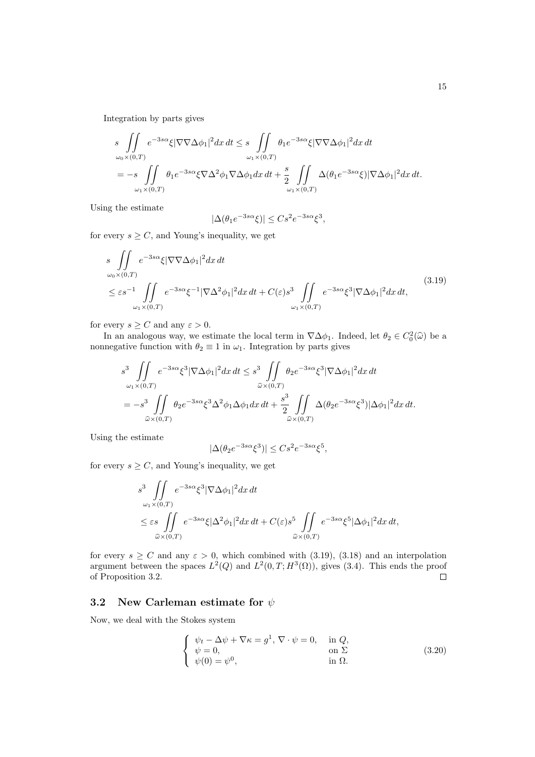Integration by parts gives

$$
\begin{aligned}
&s \iint\limits_{\omega_0\times(0,T)} e^{-3s\alpha}\xi|\nabla\nabla\Delta\phi_1|^2 dx\,dt \le s \iint\limits_{\omega_1\times(0,T)} \theta_1 e^{-3s\alpha}\xi|\nabla\nabla\Delta\phi_1|^2 dx\,dt\\
&= -s \iint\limits_{\omega_1\times(0,T)} \theta_1 e^{-3s\alpha}\xi\nabla\Delta^2\phi_1\nabla\Delta\phi_1 dx\,dt + \frac{s}{2}\iint\limits_{\omega_1\times(0,T)} \Delta(\theta_1 e^{-3s\alpha}\xi)|\nabla\Delta\phi_1|^2 dx\,dt.
\end{aligned}
$$

Using the estimate

$$
|\Delta(\theta_1 e^{-3s\alpha}\xi)| \le Cs^2 e^{-3s\alpha}\xi^3,
$$

for every $s \ge C$, and Young's inequality, we get

$$
\begin{aligned}
&s \iint\limits_{\omega_0\times(0,T)} e^{-3s\alpha}\xi|\nabla\nabla\Delta\phi_1|^2 dx\,dt\\
&\le \varepsilon s^{-1} \iint\limits_{\omega_1\times(0,T)} e^{-3s\alpha}\xi^{-1}|\nabla\Delta^2\phi_1|^2 dx\,dt + C(\varepsilon)s^3 \iint\limits_{\omega_1\times(0,T)} e^{-3s\alpha}\xi^3|\nabla\Delta\phi_1|^2 dx\,dt,
\end{aligned}
\tag{3.19}
$$

for every $s \ge C$ and any $\varepsilon > 0$.

In an analogous way, we estimate the local term in $\nabla\Delta\phi_1$. Indeed, let $\theta_2 \in C_0^2(\widehat{\omega})$ be a nonnegative function with $\theta_2 \equiv 1$ in $\omega_1$. Integration by parts gives

$$
\begin{aligned}
&s^3 \iint\limits_{\omega_1\times(0,T)} e^{-3s\alpha}\xi^3|\nabla\Delta\phi_1|^2 dx\,dt \le s^3 \iint\limits_{\widehat{\omega}\times(0,T)} \theta_2 e^{-3s\alpha}\xi^3|\nabla\Delta\phi_1|^2 dx\,dt\\
&= -s^3 \iint\limits_{\widehat{\omega}\times(0,T)} \theta_2 e^{-3s\alpha}\xi^3\Delta^2\phi_1\Delta\phi_1 dx\,dt + \frac{s^3}{2}\iint\limits_{\widehat{\omega}\times(0,T)} \Delta(\theta_2 e^{-3s\alpha}\xi^3)|\Delta\phi_1|^2 dx\,dt.
\end{aligned}
$$

Using the estimate

$$
|\Delta(\theta_2 e^{-3s\alpha}\xi^3)| \le Cs^2 e^{-3s\alpha}\xi^5,
$$

for every $s \ge C$, and Young's inequality, we get

$$
\begin{aligned}
&s^3 \iint\limits_{\omega_1\times(0,T)} e^{-3s\alpha}\xi^3|\nabla\Delta\phi_1|^2 dx\,dt\\
&\le \varepsilon s \iint\limits_{\widehat{\omega}\times(0,T)} e^{-3s\alpha}\xi|\Delta^2\phi_1|^2 dx\,dt + C(\varepsilon)s^5 \iint\limits_{\widehat{\omega}\times(0,T)} e^{-3s\alpha}\xi^5|\Delta\phi_1|^2 dx\,dt,
\end{aligned}
$$

for every $s \ge C$ and any $\varepsilon > 0$, which combined with (3.19), (3.18) and an interpolation argument between the spaces $L^2(Q)$ and $L^2(0,T;H^3(\Omega))$, gives (3.4). This ends the proof of Proposition 3.2. $\square$

## 3.2 New Carleman estimate for $\psi$

Now, we deal with the Stokes system

$$
\left\{
\begin{array}{ll}
\psi_t - \Delta\psi + \nabla\kappa = g^1,\ \nabla\cdot\psi = 0, & \text{in } Q,\\
\psi = 0, & \text{on } \Sigma\\
\psi(0) = \psi^0, & \text{in } \Omega.
\end{array}
\right.
\tag{3.20}
$$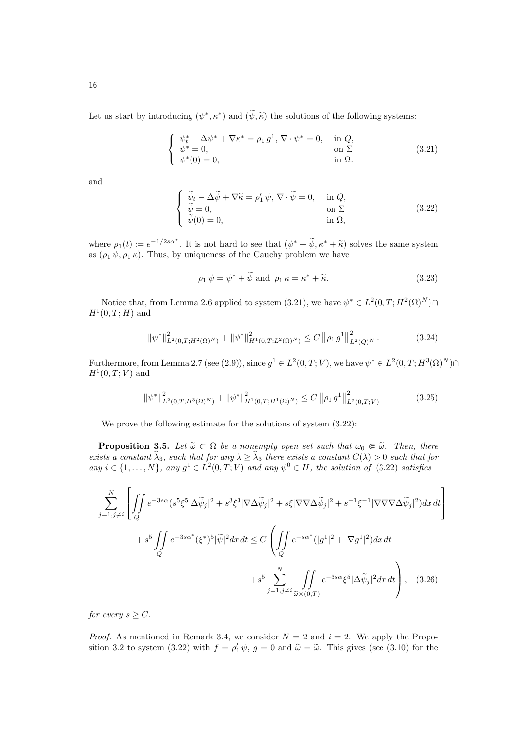Let us start by introducing $(\psi^*, \kappa^*)$ and $(\widetilde{\psi}, \widetilde{\kappa})$ the solutions of the following systems:

$$
\left\{
\begin{array}{ll}
\psi^*_t - \Delta \psi^* + \nabla \kappa^* = \rho_1\, g^1,\ \nabla \cdot \psi^* = 0, & \text{in } Q,\\
\psi^* = 0, & \text{on } \Sigma\\
\psi^*(0) = 0, & \text{in } \Omega.
\end{array}
\right.
\tag{3.21}
$$

and

$$
\left\{
\begin{array}{ll}
\widetilde{\psi}_t - \Delta \widetilde{\psi} + \nabla \widetilde{\kappa} = \rho_1'\, \psi,\ \nabla \cdot \widetilde{\psi} = 0, & \text{in } Q,\\
\widetilde{\psi} = 0, & \text{on } \Sigma\\
\widetilde{\psi}(0) = 0, & \text{in } \Omega,
\end{array}
\right.
\tag{3.22}
$$

where $\rho_1(t) := e^{-1/2s\alpha^*}$. It is not hard to see that $(\psi^* + \widetilde{\psi}, \kappa^* + \widetilde{\kappa})$ solves the same system as $(\rho_1\, \psi, \rho_1\, \kappa)$. Thus, by uniqueness of the Cauchy problem we have

$$
\rho_1\, \psi = \psi^* + \widetilde{\psi} \text{ and } \rho_1\, \kappa = \kappa^* + \widetilde{\kappa}.
\tag{3.23}
$$

Notice that, from Lemma 2.6 applied to system (3.21), we have $\psi^* \in L^2(0,T;H^2(\Omega)^N) \cap H^1(0,T;H)$ and

$$
\|\psi^*\|^2_{L^2(0,T;H^2(\Omega)^N)} + \|\psi^*\|^2_{H^1(0,T;L^2(\Omega)^N)} \le C \left\|\rho_1\, g^1\right\|^2_{L^2(Q)^N}.
\tag{3.24}
$$

Furthermore, from Lemma 2.7 (see (2.9)), since $g^1 \in L^2(0,T;V)$, we have $\psi^* \in L^2(0,T;H^3(\Omega)^N) \cap H^1(0,T;V)$ and

$$
\|\psi^*\|^2_{L^2(0,T;H^3(\Omega)^N)} + \|\psi^*\|^2_{H^1(0,T;H^1(\Omega)^N)} \le C \left\|\rho_1\, g^1\right\|^2_{L^2(0,T;V)}.
\tag{3.25}
$$

We prove the following estimate for the solutions of system (3.22):

**Proposition 3.5.** *Let $\widetilde{\omega} \subset \Omega$ be a nonempty open set such that $\omega_0 \Subset \widetilde{\omega}$. Then, there exists a constant $\widehat{\lambda}_3$, such that for any $\lambda \ge \widehat{\lambda}_3$ there exists a constant $C(\lambda) > 0$ such that for any $i \in \{1, \ldots, N\}$, any $g^1 \in L^2(0,T;V)$ and any $\psi^0 \in H$, the solution of (3.22) satisfies*

$$
\sum_{j=1, j\neq i}^{N} \left[ \iint\limits_Q e^{-3s\alpha} (s^5\xi^5 |\Delta \widetilde{\psi}_j|^2 + s^3\xi^3 |\nabla \Delta \widetilde{\psi}_j|^2 + s\xi |\nabla\nabla\Delta \widetilde{\psi}_j|^2 + s^{-1}\xi^{-1} |\nabla\nabla\nabla\Delta \widetilde{\psi}_j|^2) dx\, dt \right]
$$
$$
+ s^5 \iint\limits_Q e^{-3s\alpha^*} (\xi^*)^5 |\widetilde{\psi}|^2 dx\, dt \le C \left( \iint\limits_Q e^{-s\alpha^*} (|g^1|^2 + |\nabla g^1|^2) dx\, dt \right.
$$
$$
\left. + s^5 \sum_{j=1, j\neq i}^{N} \iint\limits_{\widetilde{\omega}\times(0,T)} e^{-3s\alpha} \xi^5 |\Delta \widetilde{\psi}_j|^2 dx\, dt \right),
\tag{3.26}
$$

*for every $s \ge C$.*

*Proof.* As mentioned in Remark 3.4, we consider $N = 2$ and $i = 2$. We apply the Proposition 3.2 to system (3.22) with $f = \rho_1'\, \psi$, $g = 0$ and $\widehat{\omega} = \widetilde{\omega}$. This gives (see (3.10) for the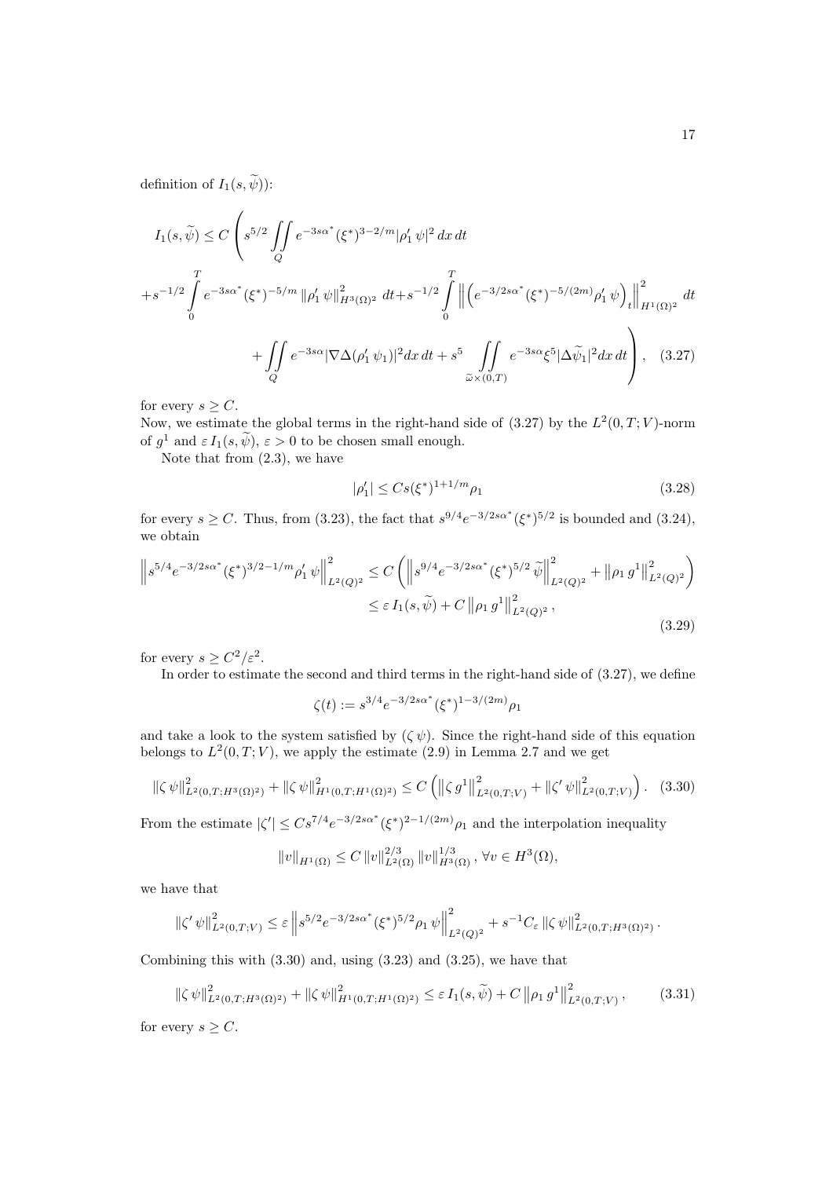definition of $I_1(s,\widetilde{\psi})$):

$$
\begin{aligned}
I_1(s,\widetilde{\psi}) \leq C \Bigg( & s^{5/2} \iint_Q e^{-3s\alpha^*}(\xi^*)^{3-2/m}|\rho_1'\,\psi|^2\,dx\,dt \\
&+ s^{-1/2}\int_0^T e^{-3s\alpha^*}(\xi^*)^{-5/m}\left\|\rho_1'\,\psi\right\|^2_{H^3(\Omega)^2}\,dt + s^{-1/2}\int_0^T \left\|\left(e^{-3/2s\alpha^*}(\xi^*)^{-5/(2m)}\rho_1'\,\psi\right)_t\right\|^2_{H^1(\Omega)^2}\,dt \\
&+ \iint_Q e^{-3s\alpha}|\nabla\Delta(\rho_1'\,\psi_1)|^2 dx\,dt + s^5 \iint_{\widetilde{\omega}\times(0,T)} e^{-3s\alpha}\xi^5|\Delta\widetilde{\psi}_1|^2 dx\,dt \Bigg), \quad (3.27)
\end{aligned}
$$

for every $s \geq C$.
Now, we estimate the global terms in the right-hand side of (3.27) by the $L^2(0,T;V)$-norm of $g^1$ and $\varepsilon\, I_1(s,\widetilde{\psi})$, $\varepsilon > 0$ to be chosen small enough.

Note that from (2.3), we have

$$
|\rho_1'| \leq Cs(\xi^*)^{1+1/m}\rho_1 \quad (3.28)
$$

for every $s \geq C$. Thus, from (3.23), the fact that $s^{9/4}e^{-3/2s\alpha^*}(\xi^*)^{5/2}$ is bounded and (3.24), we obtain

$$
\begin{aligned}
\left\|s^{5/4}e^{-3/2s\alpha^*}(\xi^*)^{3/2-1/m}\rho_1'\,\psi\right\|^2_{L^2(Q)^2} &\leq C\left(\left\|s^{9/4}e^{-3/2s\alpha^*}(\xi^*)^{5/2}\,\widetilde{\psi}\right\|^2_{L^2(Q)^2} + \left\|\rho_1\,g^1\right\|^2_{L^2(Q)^2}\right) \\
&\leq \varepsilon\, I_1(s,\widetilde{\psi}) + C\left\|\rho_1\,g^1\right\|^2_{L^2(Q)^2},
\end{aligned} \quad (3.29)
$$

for every $s \geq C^2/\varepsilon^2$.

In order to estimate the second and third terms in the right-hand side of (3.27), we define

$$
\zeta(t) := s^{3/4}e^{-3/2s\alpha^*}(\xi^*)^{1-3/(2m)}\rho_1
$$

and take a look to the system satisfied by $(\zeta\,\psi)$. Since the right-hand side of this equation belongs to $L^2(0,T;V)$, we apply the estimate (2.9) in Lemma 2.7 and we get

$$
\|\zeta\,\psi\|^2_{L^2(0,T;H^3(\Omega)^2)} + \|\zeta\,\psi\|^2_{H^1(0,T;H^1(\Omega)^2)} \leq C\left(\left\|\zeta\,g^1\right\|^2_{L^2(0,T;V)} + \left\|\zeta'\,\psi\right\|^2_{L^2(0,T;V)}\right). \quad (3.30)
$$

From the estimate $|\zeta'| \leq Cs^{7/4}e^{-3/2s\alpha^*}(\xi^*)^{2-1/(2m)}\rho_1$ and the interpolation inequality

$$
\|v\|_{H^1(\Omega)} \leq C\,\|v\|^{2/3}_{L^2(\Omega)}\,\|v\|^{1/3}_{H^3(\Omega)}, \; \forall v \in H^3(\Omega),
$$

we have that

$$
\left\|\zeta'\,\psi\right\|^2_{L^2(0,T;V)} \leq \varepsilon\left\|s^{5/2}e^{-3/2s\alpha^*}(\xi^*)^{5/2}\rho_1\,\psi\right\|^2_{L^2(Q)^2} + s^{-1}C_\varepsilon\,\|\zeta\,\psi\|^2_{L^2(0,T;H^3(\Omega)^2)}.
$$

Combining this with (3.30) and, using (3.23) and (3.25), we have that

$$
\|\zeta\,\psi\|^2_{L^2(0,T;H^3(\Omega)^2)} + \|\zeta\,\psi\|^2_{H^1(0,T;H^1(\Omega)^2)} \leq \varepsilon\, I_1(s,\widetilde{\psi}) + C\left\|\rho_1\,g^1\right\|^2_{L^2(0,T;V)}, \quad (3.31)
$$

for every $s \geq C$.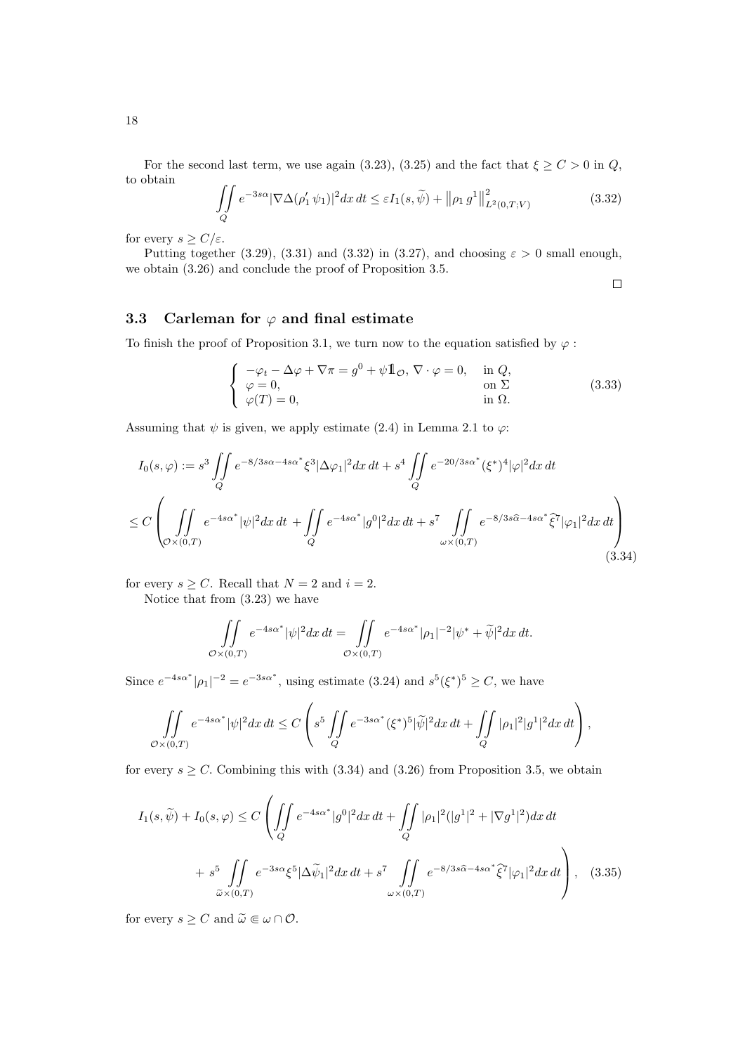For the second last term, we use again (3.23), (3.25) and the fact that $\xi \geq C > 0$ in $Q$, to obtain

$$\iint\limits_Q e^{-3s\alpha} |\nabla \Delta(\rho_1' \, \psi_1)|^2 dx\, dt \leq \varepsilon I_1(s, \widetilde{\psi}) + \left\| \rho_1 \, g^1 \right\|^2_{L^2(0,T;V)} \tag{3.32}$$

for every $s \geq C/\varepsilon$.

Putting together (3.29), (3.31) and (3.32) in (3.27), and choosing $\varepsilon > 0$ small enough, we obtain (3.26) and conclude the proof of Proposition 3.5.

$\square$

### 3.3 Carleman for $\varphi$ and final estimate

To finish the proof of Proposition 3.1, we turn now to the equation satisfied by $\varphi$ :

$$\begin{cases} -\varphi_t - \Delta \varphi + \nabla \pi = g^0 + \psi 1\!\!1_{\mathcal{O}}, \; \nabla \cdot \varphi = 0, & \text{in } Q, \\ \varphi = 0, & \text{on } \Sigma \\ \varphi(T) = 0, & \text{in } \Omega. \end{cases} \tag{3.33}$$

Assuming that $\psi$ is given, we apply estimate (2.4) in Lemma 2.1 to $\varphi$:

$$\begin{aligned} I_0(s,\varphi) &:= s^3 \iint\limits_Q e^{-8/3s\alpha - 4s\alpha^*} \xi^3 |\Delta \varphi_1|^2 dx\, dt + s^4 \iint\limits_Q e^{-20/3s\alpha^*} (\xi^*)^4 |\varphi|^2 dx\, dt \\ &\leq C \left( \iint\limits_{\mathcal{O}\times(0,T)} e^{-4s\alpha^*} |\psi|^2 dx\, dt + \iint\limits_Q e^{-4s\alpha^*} |g^0|^2 dx\, dt + s^7 \iint\limits_{\omega\times(0,T)} e^{-8/3s\widehat{\alpha} - 4s\alpha^*} \widehat{\xi}^7 |\varphi_1|^2 dx\, dt \right) \end{aligned} \tag{3.34}$$

for every $s \geq C$. Recall that $N = 2$ and $i = 2$.

Notice that from (3.23) we have

$$\iint\limits_{\mathcal{O}\times(0,T)} e^{-4s\alpha^*} |\psi|^2 dx\, dt = \iint\limits_{\mathcal{O}\times(0,T)} e^{-4s\alpha^*} |\rho_1|^{-2} |\psi^* + \widetilde{\psi}|^2 dx\, dt.$$

Since $e^{-4s\alpha^*} |\rho_1|^{-2} = e^{-3s\alpha^*}$, using estimate (3.24) and $s^5 (\xi^*)^5 \geq C$, we have

$$\iint\limits_{\mathcal{O}\times(0,T)} e^{-4s\alpha^*} |\psi|^2 dx\, dt \leq C \left( s^5 \iint\limits_Q e^{-3s\alpha^*} (\xi^*)^5 |\widetilde{\psi}|^2 dx\, dt + \iint\limits_Q |\rho_1|^2 |g^1|^2 dx\, dt \right),$$

for every $s \geq C$. Combining this with (3.34) and (3.26) from Proposition 3.5, we obtain

$$\begin{aligned} I_1(s,\widetilde{\psi}) + I_0(s,\varphi) \leq C \Bigg( &\iint\limits_Q e^{-4s\alpha^*} |g^0|^2 dx\, dt + \iint\limits_Q |\rho_1|^2 (|g^1|^2 + |\nabla g^1|^2) dx\, dt \\ &+ s^5 \iint\limits_{\widetilde{\omega}\times(0,T)} e^{-3s\alpha} \xi^5 |\Delta \widetilde{\psi}_1|^2 dx\, dt + s^7 \iint\limits_{\omega\times(0,T)} e^{-8/3s\widehat{\alpha} - 4s\alpha^*} \widehat{\xi}^7 |\varphi_1|^2 dx\, dt \Bigg), \end{aligned} \tag{3.35}$$

for every $s \geq C$ and $\widetilde{\omega} \Subset \omega \cap \mathcal{O}$.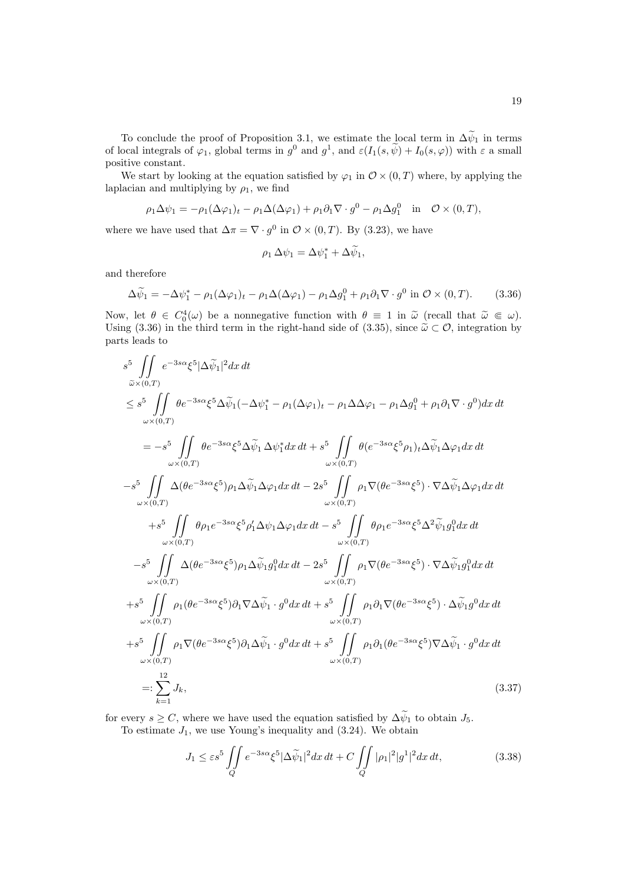To conclude the proof of Proposition 3.1, we estimate the local term in $\Delta\widetilde{\psi}_1$ in terms of local integrals of $\varphi_1$, global terms in $g^0$ and $g^1$, and $\varepsilon(I_1(s,\widetilde{\psi})+I_0(s,\varphi))$ with $\varepsilon$ a small positive constant.

We start by looking at the equation satisfied by $\varphi_1$ in $\mathcal{O}\times(0,T)$ where, by applying the laplacian and multiplying by $\rho_1$, we find

$$\rho_1\Delta\psi_1 = -\rho_1(\Delta\varphi_1)_t - \rho_1\Delta(\Delta\varphi_1) + \rho_1\partial_1\nabla\cdot g^0 - \rho_1\Delta g_1^0 \quad \text{in} \quad \mathcal{O}\times(0,T),$$

where we have used that $\Delta\pi = \nabla\cdot g^0$ in $\mathcal{O}\times(0,T)$. By (3.23), we have

$$\rho_1\,\Delta\psi_1 = \Delta\psi_1^* + \Delta\widetilde{\psi}_1,$$

and therefore

$$\Delta\widetilde{\psi}_1 = -\Delta\psi_1^* - \rho_1(\Delta\varphi_1)_t - \rho_1\Delta(\Delta\varphi_1) - \rho_1\Delta g_1^0 + \rho_1\partial_1\nabla\cdot g^0 \text{ in } \mathcal{O}\times(0,T). \tag{3.36}$$

Now, let $\theta\in C_0^4(\omega)$ be a nonnegative function with $\theta\equiv 1$ in $\widetilde{\omega}$ (recall that $\widetilde{\omega}\Subset\omega$). Using (3.36) in the third term in the right-hand side of (3.35), since $\widetilde{\omega}\subset\mathcal{O}$, integration by parts leads to

$$\begin{aligned}
&s^5\iint\limits_{\widetilde{\omega}\times(0,T)} e^{-3s\alpha}\xi^5|\Delta\widetilde{\psi}_1|^2dx\,dt\\
&\le s^5\iint\limits_{\omega\times(0,T)} \theta e^{-3s\alpha}\xi^5\Delta\widetilde{\psi}_1(-\Delta\psi_1^* - \rho_1(\Delta\varphi_1)_t - \rho_1\Delta\Delta\varphi_1 - \rho_1\Delta g_1^0 + \rho_1\partial_1\nabla\cdot g^0)dx\,dt\\
&\quad= -s^5\iint\limits_{\omega\times(0,T)} \theta e^{-3s\alpha}\xi^5\Delta\widetilde{\psi}_1\,\Delta\psi_1^* dx\,dt + s^5\iint\limits_{\omega\times(0,T)}\theta(e^{-3s\alpha}\xi^5\rho_1)_t\Delta\widetilde{\psi}_1\Delta\varphi_1 dx\,dt\\
&-s^5\iint\limits_{\omega\times(0,T)}\Delta(\theta e^{-3s\alpha}\xi^5)\rho_1\Delta\widetilde{\psi}_1\Delta\varphi_1 dx\,dt - 2s^5\iint\limits_{\omega\times(0,T)}\rho_1\nabla(\theta e^{-3s\alpha}\xi^5)\cdot\nabla\Delta\widetilde{\psi}_1\Delta\varphi_1 dx\,dt\\
&\quad+s^5\iint\limits_{\omega\times(0,T)}\theta\rho_1 e^{-3s\alpha}\xi^5\rho_1'\Delta\psi_1\Delta\varphi_1 dx\,dt - s^5\iint\limits_{\omega\times(0,T)}\theta\rho_1 e^{-3s\alpha}\xi^5\Delta^2\widetilde{\psi}_1 g_1^0 dx\,dt\\
&\quad-s^5\iint\limits_{\omega\times(0,T)}\Delta(\theta e^{-3s\alpha}\xi^5)\rho_1\Delta\widetilde{\psi}_1 g_1^0 dx\,dt - 2s^5\iint\limits_{\omega\times(0,T)}\rho_1\nabla(\theta e^{-3s\alpha}\xi^5)\cdot\nabla\Delta\widetilde{\psi}_1 g_1^0 dx\,dt\\
&+s^5\iint\limits_{\omega\times(0,T)}\rho_1(\theta e^{-3s\alpha}\xi^5)\partial_1\nabla\Delta\widetilde{\psi}_1\cdot g^0 dx\,dt + s^5\iint\limits_{\omega\times(0,T)}\rho_1\partial_1\nabla(\theta e^{-3s\alpha}\xi^5)\cdot\Delta\widetilde{\psi}_1 g^0 dx\,dt\\
&+s^5\iint\limits_{\omega\times(0,T)}\rho_1\nabla(\theta e^{-3s\alpha}\xi^5)\partial_1\Delta\widetilde{\psi}_1\cdot g^0 dx\,dt + s^5\iint\limits_{\omega\times(0,T)}\rho_1\partial_1(\theta e^{-3s\alpha}\xi^5)\nabla\Delta\widetilde{\psi}_1\cdot g^0 dx\,dt\\
&\quad=:\sum_{k=1}^{12} J_k,
\end{aligned}\tag{3.37}$$

for every $s\ge C$, where we have used the equation satisfied by $\Delta\widetilde{\psi}_1$ to obtain $J_5$.

To estimate $J_1$, we use Young's inequality and (3.24). We obtain

$$J_1 \le \varepsilon s^5\iint\limits_Q e^{-3s\alpha}\xi^5|\Delta\widetilde{\psi}_1|^2dx\,dt + C\iint\limits_Q|\rho_1|^2|g^1|^2dx\,dt, \tag{3.38}$$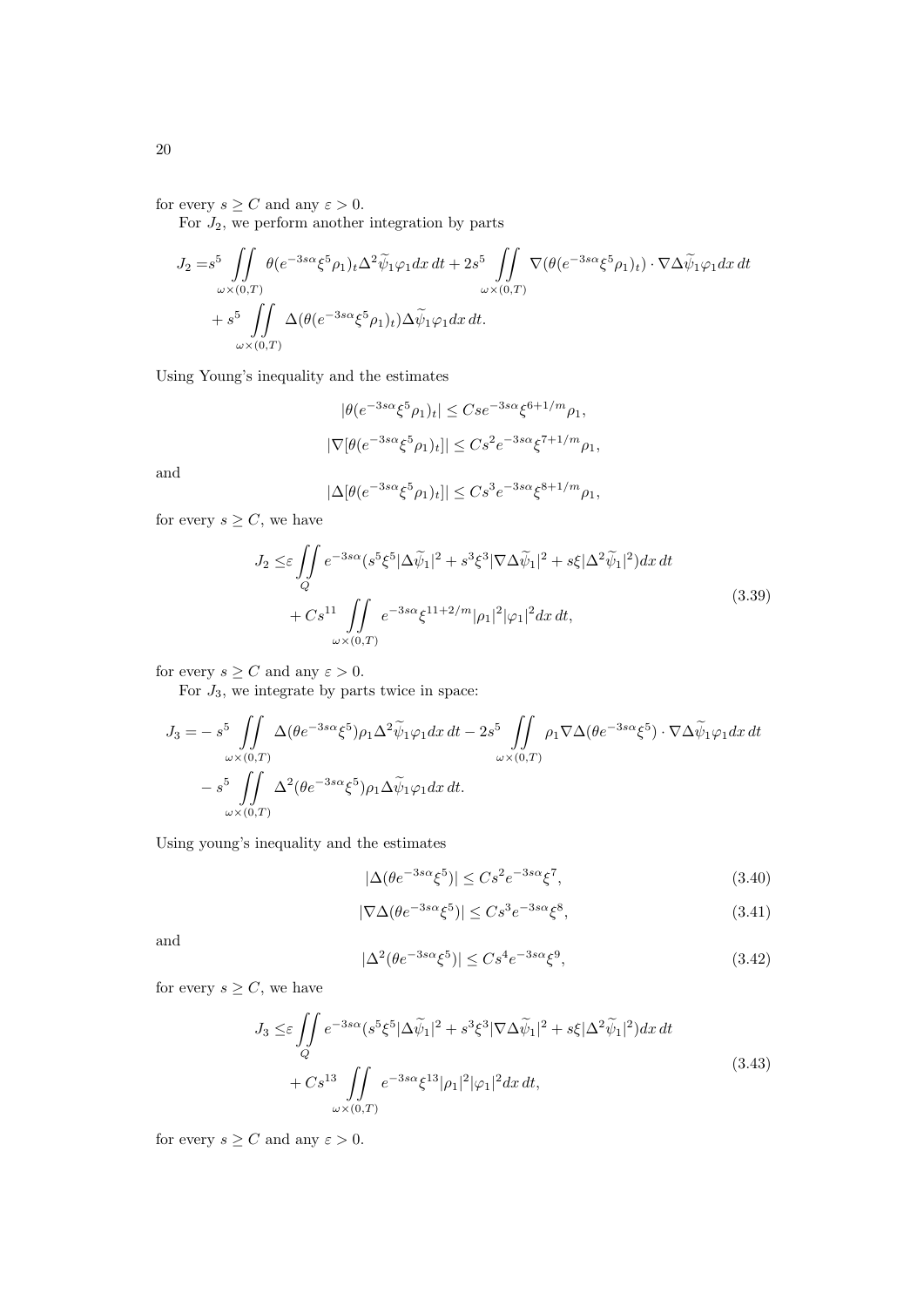for every $s \geq C$ and any $\varepsilon > 0$.

For $J_2$, we perform another integration by parts

$$
\begin{aligned}
J_2 =& s^5 \iint\limits_{\omega\times(0,T)} \theta(e^{-3s\alpha}\xi^5\rho_1)_t \Delta^2\widetilde{\psi}_1\varphi_1 dx\,dt + 2s^5 \iint\limits_{\omega\times(0,T)} \nabla(\theta(e^{-3s\alpha}\xi^5\rho_1)_t)\cdot\nabla\Delta\widetilde{\psi}_1\varphi_1 dx\,dt \\
&+ s^5 \iint\limits_{\omega\times(0,T)} \Delta(\theta(e^{-3s\alpha}\xi^5\rho_1)_t)\Delta\widetilde{\psi}_1\varphi_1 dx\,dt.
\end{aligned}
$$

Using Young's inequality and the estimates

$$
|\theta(e^{-3s\alpha}\xi^5\rho_1)_t| \leq Cse^{-3s\alpha}\xi^{6+1/m}\rho_1,
$$

$$
|\nabla[\theta(e^{-3s\alpha}\xi^5\rho_1)_t]| \leq Cs^2e^{-3s\alpha}\xi^{7+1/m}\rho_1,
$$

and

$$
|\Delta[\theta(e^{-3s\alpha}\xi^5\rho_1)_t]| \leq Cs^3e^{-3s\alpha}\xi^{8+1/m}\rho_1,
$$

for every $s \geq C$, we have

$$
\begin{aligned}
J_2 \leq& \varepsilon \iint\limits_Q e^{-3s\alpha}(s^5\xi^5|\Delta\widetilde{\psi}_1|^2 + s^3\xi^3|\nabla\Delta\widetilde{\psi}_1|^2 + s\xi|\Delta^2\widetilde{\psi}_1|^2)dx\,dt \\
&+ Cs^{11} \iint\limits_{\omega\times(0,T)} e^{-3s\alpha}\xi^{11+2/m}|\rho_1|^2|\varphi_1|^2 dx\,dt,
\end{aligned}
\tag{3.39}
$$

for every $s \geq C$ and any $\varepsilon > 0$.

For $J_3$, we integrate by parts twice in space:

$$
\begin{aligned}
J_3 =& -s^5 \iint\limits_{\omega\times(0,T)} \Delta(\theta e^{-3s\alpha}\xi^5)\rho_1\Delta^2\widetilde{\psi}_1\varphi_1 dx\,dt - 2s^5 \iint\limits_{\omega\times(0,T)} \rho_1\nabla\Delta(\theta e^{-3s\alpha}\xi^5)\cdot\nabla\Delta\widetilde{\psi}_1\varphi_1 dx\,dt \\
&- s^5 \iint\limits_{\omega\times(0,T)} \Delta^2(\theta e^{-3s\alpha}\xi^5)\rho_1\Delta\widetilde{\psi}_1\varphi_1 dx\,dt.
\end{aligned}
$$

Using young's inequality and the estimates

$$
|\Delta(\theta e^{-3s\alpha}\xi^5)| \leq Cs^2e^{-3s\alpha}\xi^7,
\tag{3.40}
$$

$$
|\nabla\Delta(\theta e^{-3s\alpha}\xi^5)| \leq Cs^3e^{-3s\alpha}\xi^8,
\tag{3.41}
$$

and

$$
|\Delta^2(\theta e^{-3s\alpha}\xi^5)| \leq Cs^4e^{-3s\alpha}\xi^9,
\tag{3.42}
$$

for every $s \geq C$, we have

$$
\begin{aligned}
J_3 \leq& \varepsilon \iint\limits_Q e^{-3s\alpha}(s^5\xi^5|\Delta\widetilde{\psi}_1|^2 + s^3\xi^3|\nabla\Delta\widetilde{\psi}_1|^2 + s\xi|\Delta^2\widetilde{\psi}_1|^2)dx\,dt \\
&+ Cs^{13} \iint\limits_{\omega\times(0,T)} e^{-3s\alpha}\xi^{13}|\rho_1|^2|\varphi_1|^2 dx\,dt,
\end{aligned}
\tag{3.43}
$$

for every $s \geq C$ and any $\varepsilon > 0$.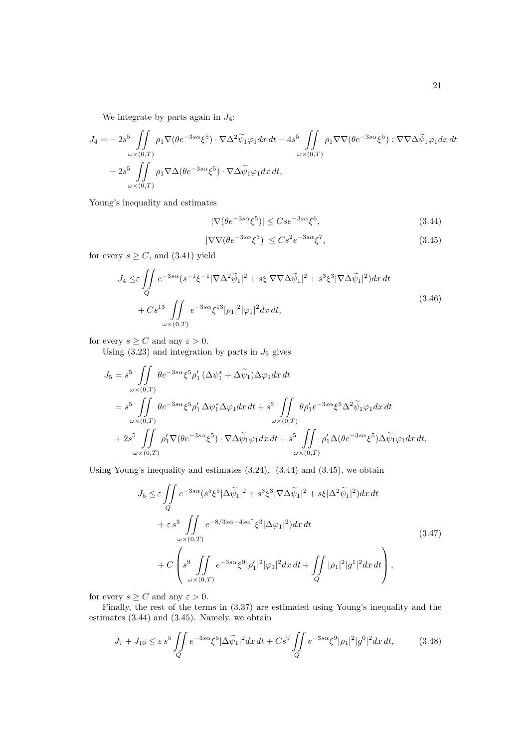We integrate by parts again in $J_4$:

$$
\begin{aligned}
J_4 = &-2s^5 \iint_{\omega\times(0,T)} \rho_1 \nabla(\theta e^{-3s\alpha}\xi^5)\cdot\nabla\Delta^2\widetilde{\psi}_1\varphi_1 dx\,dt - 4s^5 \iint_{\omega\times(0,T)} \rho_1 \nabla\nabla(\theta e^{-3s\alpha}\xi^5) : \nabla\nabla\Delta\widetilde{\psi}_1\varphi_1 dx\,dt \\
&- 2s^5 \iint_{\omega\times(0,T)} \rho_1 \nabla\Delta(\theta e^{-3s\alpha}\xi^5)\cdot\nabla\Delta\widetilde{\psi}_1\varphi_1 dx\,dt,
\end{aligned}
$$

Young's inequality and estimates

$$
|\nabla(\theta e^{-3s\alpha}\xi^5)| \leq C s e^{-3s\alpha}\xi^6, \tag{3.44}
$$

$$
|\nabla\nabla(\theta e^{-3s\alpha}\xi^5)| \leq C s^2 e^{-3s\alpha}\xi^7, \tag{3.45}
$$

for every $s \geq C$, and (3.41) yield

$$
\begin{aligned}
J_4 \leq &\varepsilon \iint_Q e^{-3s\alpha}(s^{-1}\xi^{-1}|\nabla\Delta^2\widetilde{\psi}_1|^2 + s\xi|\nabla\nabla\Delta\widetilde{\psi}_1|^2 + s^3\xi^3|\nabla\Delta\widetilde{\psi}_1|^2) dx\,dt \\
&+ C s^{13} \iint_{\omega\times(0,T)} e^{-3s\alpha}\xi^{13}|\rho_1|^2|\varphi_1|^2 dx\,dt,
\end{aligned}
\tag{3.46}
$$

for every $s \geq C$ and any $\varepsilon > 0$.

Using (3.23) and integration by parts in $J_5$ gives

$$
\begin{aligned}
J_5 &= s^5 \iint_{\omega\times(0,T)} \theta e^{-3s\alpha}\xi^5 \rho_1' \,(\Delta\psi_1^* + \Delta\widetilde{\psi}_1)\Delta\varphi_1 dx\,dt \\
&= s^5 \iint_{\omega\times(0,T)} \theta e^{-3s\alpha}\xi^5 \rho_1' \,\Delta\psi_1^*\Delta\varphi_1 dx\,dt + s^5 \iint_{\omega\times(0,T)} \theta\rho_1' e^{-3s\alpha}\xi^5 \Delta^2\widetilde{\psi}_1\varphi_1 dx\,dt \\
&+ 2s^5 \iint_{\omega\times(0,T)} \rho_1'\nabla(\theta e^{-3s\alpha}\xi^5)\cdot\nabla\Delta\widetilde{\psi}_1\varphi_1 dx\,dt + s^5 \iint_{\omega\times(0,T)} \rho_1'\Delta(\theta e^{-3s\alpha}\xi^5)\Delta\widetilde{\psi}_1\varphi_1 dx\,dt,
\end{aligned}
$$

Using Young's inequality and estimates (3.24), (3.44) and (3.45), we obtain

$$
\begin{aligned}
J_5 \leq &\varepsilon \iint_Q e^{-3s\alpha}(s^5\xi^5|\Delta\widetilde{\psi}_1|^2 + s^3\xi^3|\nabla\Delta\widetilde{\psi}_1|^2 + s\xi|\Delta^2\widetilde{\psi}_1|^2) dx\,dt \\
&+ \varepsilon\, s^3 \iint_{\omega\times(0,T)} e^{-8/3s\alpha - 4s\alpha^*}\xi^3|\Delta\varphi_1|^2) dx\,dt \\
&+ C\left( s^9 \iint_{\omega\times(0,T)} e^{-3s\alpha}\xi^9|\rho_1'|^2|\varphi_1|^2 dx\,dt + \iint_Q |\rho_1|^2|g^1|^2 dx\,dt \right),
\end{aligned}
\tag{3.47}
$$

for every $s \geq C$ and any $\varepsilon > 0$.

Finally, the rest of the terms in (3.37) are estimated using Young's inequality and the estimates (3.44) and (3.45). Namely, we obtain

$$
J_7 + J_{10} \leq \varepsilon\, s^5 \iint_Q e^{-3s\alpha}\xi^5|\Delta\widetilde{\psi}_1|^2 dx\,dt + C s^9 \iint_Q e^{-3s\alpha}\xi^9|\rho_1|^2|g^0|^2 dx\,dt, \tag{3.48}
$$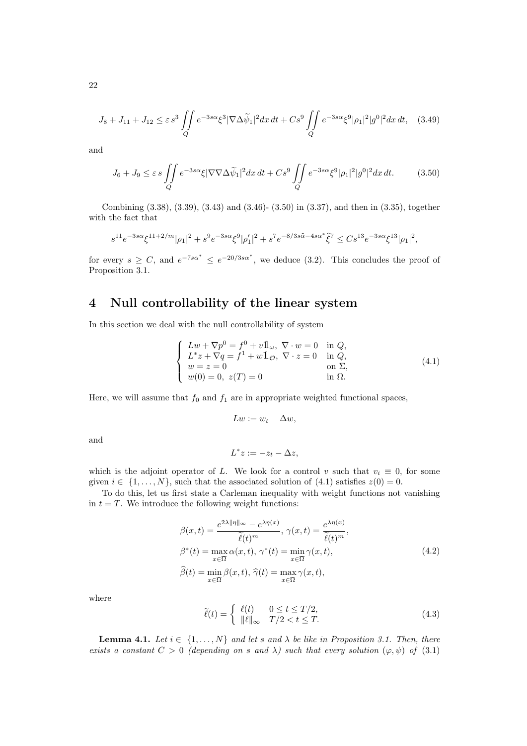$$J_8 + J_{11} + J_{12} \leq \varepsilon\, s^3 \iint\limits_Q e^{-3s\alpha}\xi^3 |\nabla \Delta \widetilde{\psi}_1|^2 dx\, dt + C s^9 \iint\limits_Q e^{-3s\alpha}\xi^9 |\rho_1|^2 |g^0|^2 dx\, dt, \quad (3.49)$$

and

$$J_6 + J_9 \leq \varepsilon\, s \iint\limits_Q e^{-3s\alpha}\xi |\nabla\nabla \Delta \widetilde{\psi}_1|^2 dx\, dt + C s^9 \iint\limits_Q e^{-3s\alpha}\xi^9 |\rho_1|^2 |g^0|^2 dx\, dt. \quad (3.50)$$

Combining (3.38), (3.39), (3.43) and (3.46)- (3.50) in (3.37), and then in (3.35), together with the fact that

$$s^{11} e^{-3s\alpha}\xi^{11+2/m}|\rho_1|^2 + s^9 e^{-3s\alpha}\xi^9 |\rho_1'|^2 + s^7 e^{-8/3s\widehat{\alpha}-4s\alpha^*}\widehat{\xi}^7 \leq C s^{13} e^{-3s\alpha}\xi^{13}|\rho_1|^2,$$

for every $s \geq C$, and $e^{-7s\alpha^*} \leq e^{-20/3s\alpha^*}$, we deduce (3.2). This concludes the proof of Proposition 3.1.

# 4 Null controllability of the linear system

In this section we deal with the null controllability of system

$$\left\{ \begin{array}{ll} Lw + \nabla p^0 = f^0 + v 1\!\!1_\omega,\ \nabla \cdot w = 0 & \text{in } Q, \\ L^* z + \nabla q = f^1 + w 1\!\!1_{\mathcal{O}},\ \nabla \cdot z = 0 & \text{in } Q, \\ w = z = 0 & \text{on } \Sigma, \\ w(0) = 0,\ z(T) = 0 & \text{in } \Omega. \end{array} \right. \quad (4.1)$$

Here, we will assume that $f_0$ and $f_1$ are in appropriate weighted functional spaces,

$$Lw := w_t - \Delta w,$$

and

$$L^* z := -z_t - \Delta z,$$

which is the adjoint operator of $L$. We look for a control $v$ such that $v_i \equiv 0$, for some given $i \in \{1, \dots, N\}$, such that the associated solution of (4.1) satisfies $z(0) = 0$.

To do this, let us first state a Carleman inequality with weight functions not vanishing in $t = T$. We introduce the following weight functions:

$$\begin{aligned} &\beta(x,t) = \frac{e^{2\lambda\|\eta\|_\infty} - e^{\lambda\eta(x)}}{\widetilde{\ell}(t)^m},\ \gamma(x,t) = \frac{e^{\lambda\eta(x)}}{\widetilde{\ell}(t)^m}, \\ &\beta^*(t) = \max_{x\in\overline{\Omega}} \alpha(x,t),\ \gamma^*(t) = \min_{x\in\overline{\Omega}} \gamma(x,t), \\ &\widehat{\beta}(t) = \min_{x\in\overline{\Omega}} \beta(x,t),\ \widehat{\gamma}(t) = \max_{x\in\overline{\Omega}} \gamma(x,t), \end{aligned} \quad (4.2)$$

where

$$\widetilde{\ell}(t) = \left\{ \begin{array}{ll} \ell(t) & 0 \leq t \leq T/2, \\ \|\ell\|_\infty & T/2 < t \leq T. \end{array} \right. \quad (4.3)$$

**Lemma 4.1.** *Let $i \in \{1, \dots, N\}$ and let $s$ and $\lambda$ be like in Proposition 3.1. Then, there exists a constant $C > 0$ (depending on $s$ and $\lambda$) such that every solution $(\varphi, \psi)$ of (3.1)*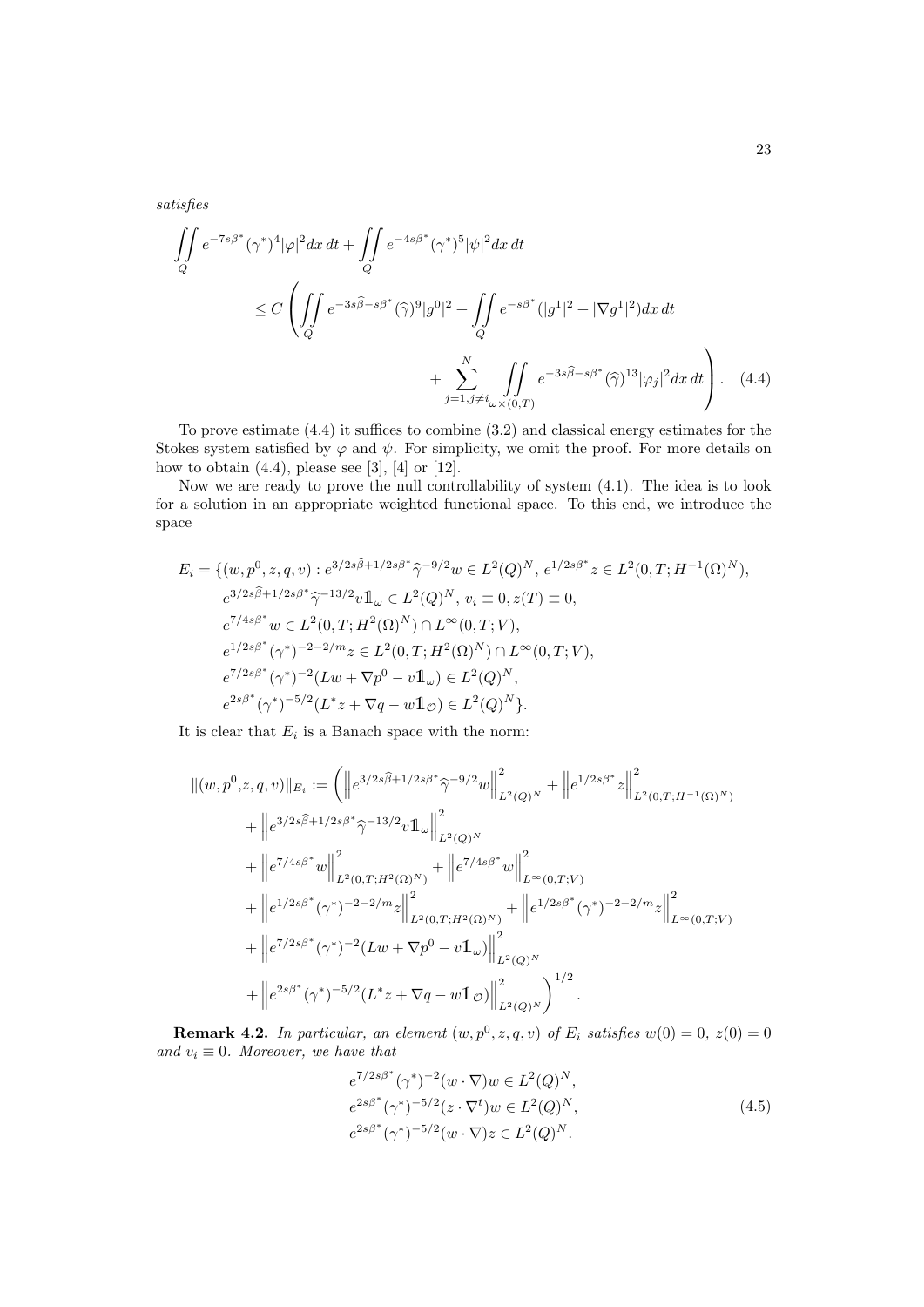*satisfies*

$$
\begin{aligned}
&\iint\limits_Q e^{-7s\beta^*}(\gamma^*)^4|\varphi|^2dx\,dt + \iint\limits_Q e^{-4s\beta^*}(\gamma^*)^5|\psi|^2dx\,dt \\
&\qquad \leq C\left(\iint\limits_Q e^{-3s\widehat{\beta}-s\beta^*}(\widehat{\gamma})^9|g^0|^2 + \iint\limits_Q e^{-s\beta^*}(|g^1|^2+|\nabla g^1|^2)dx\,dt \right.\\
&\qquad\qquad \left. + \sum_{j=1,j\neq i}^{N}\iint\limits_{\omega\times(0,T)} e^{-3s\widehat{\beta}-s\beta^*}(\widehat{\gamma})^{13}|\varphi_j|^2dx\,dt\right). \quad (4.4)
\end{aligned}
$$

To prove estimate (4.4) it suffices to combine (3.2) and classical energy estimates for the Stokes system satisfied by $\varphi$ and $\psi$. For simplicity, we omit the proof. For more details on how to obtain (4.4), please see [3], [4] or [12].

Now we are ready to prove the null controllability of system (4.1). The idea is to look for a solution in an appropriate weighted functional space. To this end, we introduce the space

$$
\begin{aligned}
E_i = \{&(w,p^0,z,q,v) : e^{3/2s\widehat{\beta}+1/2s\beta^*}\widehat{\gamma}^{-9/2}w \in L^2(Q)^N,\ e^{1/2s\beta^*}z \in L^2(0,T;H^{-1}(\Omega)^N),\\
&e^{3/2s\widehat{\beta}+1/2s\beta^*}\widehat{\gamma}^{-13/2}v\mathbb{1}_\omega \in L^2(Q)^N,\ v_i\equiv 0, z(T)\equiv 0,\\
&e^{7/4s\beta^*}w \in L^2(0,T;H^2(\Omega)^N)\cap L^\infty(0,T;V),\\
&e^{1/2s\beta^*}(\gamma^*)^{-2-2/m}z \in L^2(0,T;H^2(\Omega)^N)\cap L^\infty(0,T;V),\\
&e^{7/2s\beta^*}(\gamma^*)^{-2}(Lw+\nabla p^0 - v\mathbb{1}_\omega) \in L^2(Q)^N,\\
&e^{2s\beta^*}(\gamma^*)^{-5/2}(L^*z+\nabla q - w\mathbb{1}_{\mathcal{O}}) \in L^2(Q)^N\}.
\end{aligned}
$$

It is clear that $E_i$ is a Banach space with the norm:

$$
\begin{aligned}
\|(w,p^0,&z,q,v)\|_{E_i} := \left(\left\|e^{3/2s\widehat{\beta}+1/2s\beta^*}\widehat{\gamma}^{-9/2}w\right\|^2_{L^2(Q)^N} + \left\|e^{1/2s\beta^*}z\right\|^2_{L^2(0,T;H^{-1}(\Omega)^N)}\right.\\
&+\left\|e^{3/2s\widehat{\beta}+1/2s\beta^*}\widehat{\gamma}^{-13/2}v\mathbb{1}_\omega\right\|^2_{L^2(Q)^N}\\
&+\left\|e^{7/4s\beta^*}w\right\|^2_{L^2(0,T;H^2(\Omega)^N)} + \left\|e^{7/4s\beta^*}w\right\|^2_{L^\infty(0,T;V)}\\
&+\left\|e^{1/2s\beta^*}(\gamma^*)^{-2-2/m}z\right\|^2_{L^2(0,T;H^2(\Omega)^N)} + \left\|e^{1/2s\beta^*}(\gamma^*)^{-2-2/m}z\right\|^2_{L^\infty(0,T;V)}\\
&+\left\|e^{7/2s\beta^*}(\gamma^*)^{-2}(Lw+\nabla p^0-v\mathbb{1}_\omega)\right\|^2_{L^2(Q)^N}\\
&\left.+\left\|e^{2s\beta^*}(\gamma^*)^{-5/2}(L^*z+\nabla q-w\mathbb{1}_{\mathcal{O}})\right\|^2_{L^2(Q)^N}\right)^{1/2}.
\end{aligned}
$$

**Remark 4.2.** *In particular, an element $(w,p^0,z,q,v)$ of $E_i$ satisfies $w(0)=0$, $z(0)=0$ and $v_i\equiv 0$. Moreover, we have that*

$$
\begin{aligned}
&e^{7/2s\beta^*}(\gamma^*)^{-2}(w\cdot\nabla)w \in L^2(Q)^N,\\
&e^{2s\beta^*}(\gamma^*)^{-5/2}(z\cdot\nabla^t)w \in L^2(Q)^N, \qquad (4.5)\\
&e^{2s\beta^*}(\gamma^*)^{-5/2}(w\cdot\nabla)z \in L^2(Q)^N.
\end{aligned}
$$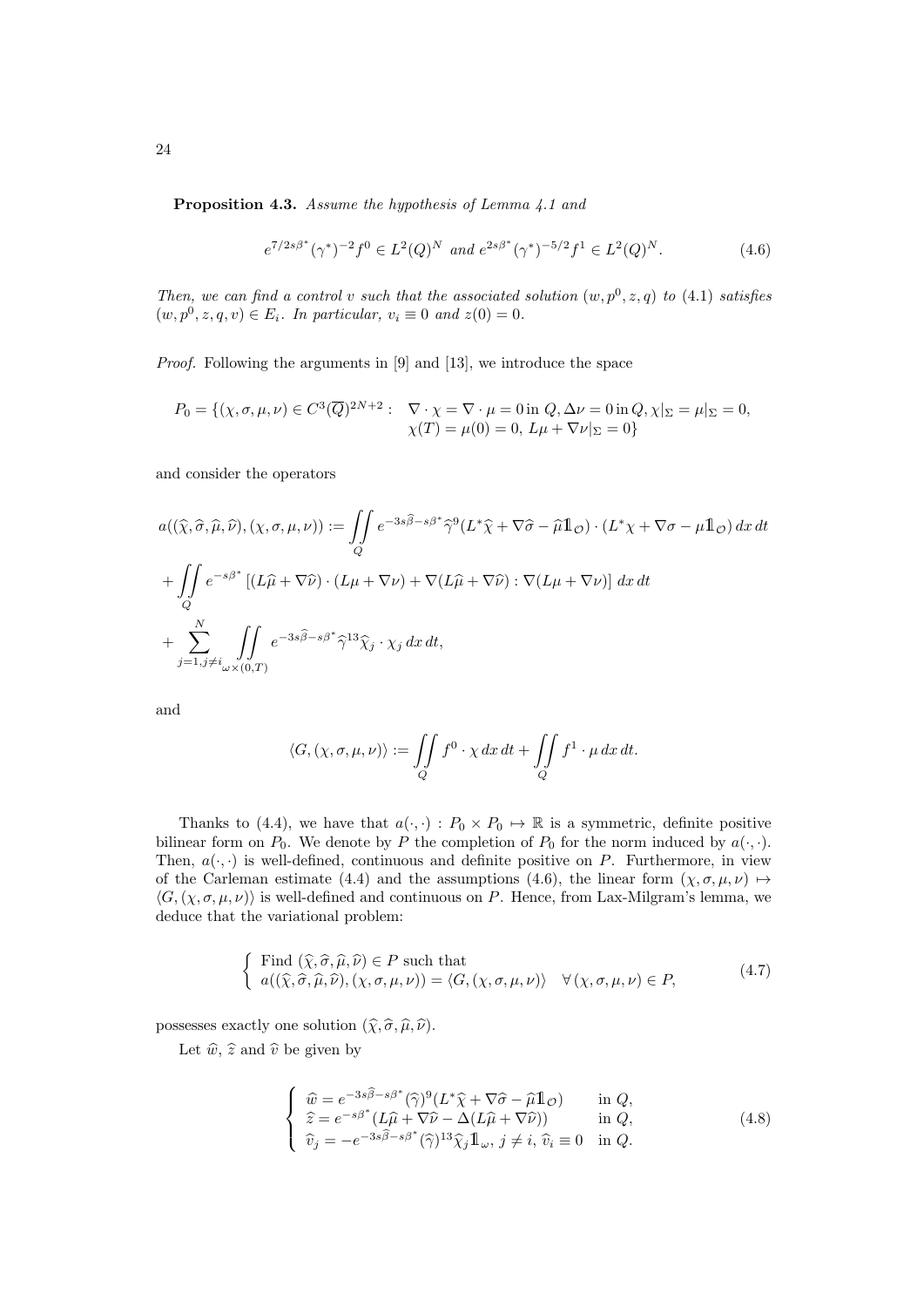**Proposition 4.3.** *Assume the hypothesis of Lemma 4.1 and*

$$e^{7/2s\beta^*}(\gamma^*)^{-2}f^0 \in L^2(Q)^N \text{ and } e^{2s\beta^*}(\gamma^*)^{-5/2}f^1 \in L^2(Q)^N. \tag{4.6}$$

*Then, we can find a control $v$ such that the associated solution $(w, p^0, z, q)$ to (4.1) satisfies $(w, p^0, z, q, v) \in E_i$. In particular, $v_i \equiv 0$ and $z(0) = 0$.*

*Proof.* Following the arguments in [9] and [13], we introduce the space

$$P_0 = \{(\chi, \sigma, \mu, \nu) \in C^3(\overline{Q})^{2N+2} : \begin{array}{l} \nabla \cdot \chi = \nabla \cdot \mu = 0 \text{ in } Q, \Delta\nu = 0 \text{ in } Q, \chi|_\Sigma = \mu|_\Sigma = 0, \\ \chi(T) = \mu(0) = 0,\ L\mu + \nabla\nu|_\Sigma = 0\} \end{array}$$

and consider the operators

$$a((\widehat{\chi}, \widehat{\sigma}, \widehat{\mu}, \widehat{\nu}), (\chi, \sigma, \mu, \nu)) := \iint\limits_Q e^{-3s\widehat{\beta}-s\beta^*}\widehat{\gamma}^9(L^*\widehat{\chi} + \nabla\widehat{\sigma} - \widehat{\mu}\mathbb{1}_\mathcal{O}) \cdot (L^*\chi + \nabla\sigma - \mu\mathbb{1}_\mathcal{O})\, dx\, dt$$

$$+ \iint\limits_Q e^{-s\beta^*}\left[(L\widehat{\mu} + \nabla\widehat{\nu}) \cdot (L\mu + \nabla\nu) + \nabla(L\widehat{\mu} + \nabla\widehat{\nu}) : \nabla(L\mu + \nabla\nu)\right] dx\, dt$$

$$+ \sum_{j=1, j\neq i}^{N} \iint\limits_{\omega\times(0,T)} e^{-3s\widehat{\beta}-s\beta^*}\widehat{\gamma}^{13}\widehat{\chi}_j \cdot \chi_j\, dx\, dt,$$

and

$$\langle G, (\chi, \sigma, \mu, \nu)\rangle := \iint\limits_Q f^0 \cdot \chi\, dx\, dt + \iint\limits_Q f^1 \cdot \mu\, dx\, dt.$$

Thanks to (4.4), we have that $a(\cdot, \cdot) : P_0 \times P_0 \mapsto \mathbb{R}$ is a symmetric, definite positive bilinear form on $P_0$. We denote by $P$ the completion of $P_0$ for the norm induced by $a(\cdot, \cdot)$. Then, $a(\cdot, \cdot)$ is well-defined, continuous and definite positive on $P$. Furthermore, in view of the Carleman estimate (4.4) and the assumptions (4.6), the linear form $(\chi, \sigma, \mu, \nu) \mapsto \langle G, (\chi, \sigma, \mu, \nu)\rangle$ is well-defined and continuous on $P$. Hence, from Lax-Milgram's lemma, we deduce that the variational problem:

$$\left\{ \begin{array}{l} \text{Find } (\widehat{\chi}, \widehat{\sigma}, \widehat{\mu}, \widehat{\nu}) \in P \text{ such that} \\ a((\widehat{\chi}, \widehat{\sigma}, \widehat{\mu}, \widehat{\nu}), (\chi, \sigma, \mu, \nu)) = \langle G, (\chi, \sigma, \mu, \nu)\rangle \quad \forall\, (\chi, \sigma, \mu, \nu) \in P, \end{array} \right. \tag{4.7}$$

possesses exactly one solution $(\widehat{\chi}, \widehat{\sigma}, \widehat{\mu}, \widehat{\nu})$.

Let $\widehat{w}$, $\widehat{z}$ and $\widehat{v}$ be given by

$$\left\{ \begin{array}{ll} \widehat{w} = e^{-3s\widehat{\beta}-s\beta^*}(\widehat{\gamma})^9(L^*\widehat{\chi} + \nabla\widehat{\sigma} - \widehat{\mu}\mathbb{1}_\mathcal{O}) & \text{in } Q, \\ \widehat{z} = e^{-s\beta^*}(L\widehat{\mu} + \nabla\widehat{\nu} - \Delta(L\widehat{\mu} + \nabla\widehat{\nu})) & \text{in } Q, \\ \widehat{v}_j = -e^{-3s\widehat{\beta}-s\beta^*}(\widehat{\gamma})^{13}\widehat{\chi}_j\mathbb{1}_\omega,\ j \neq i,\ \widehat{v}_i \equiv 0 & \text{in } Q. \end{array} \right. \tag{4.8}$$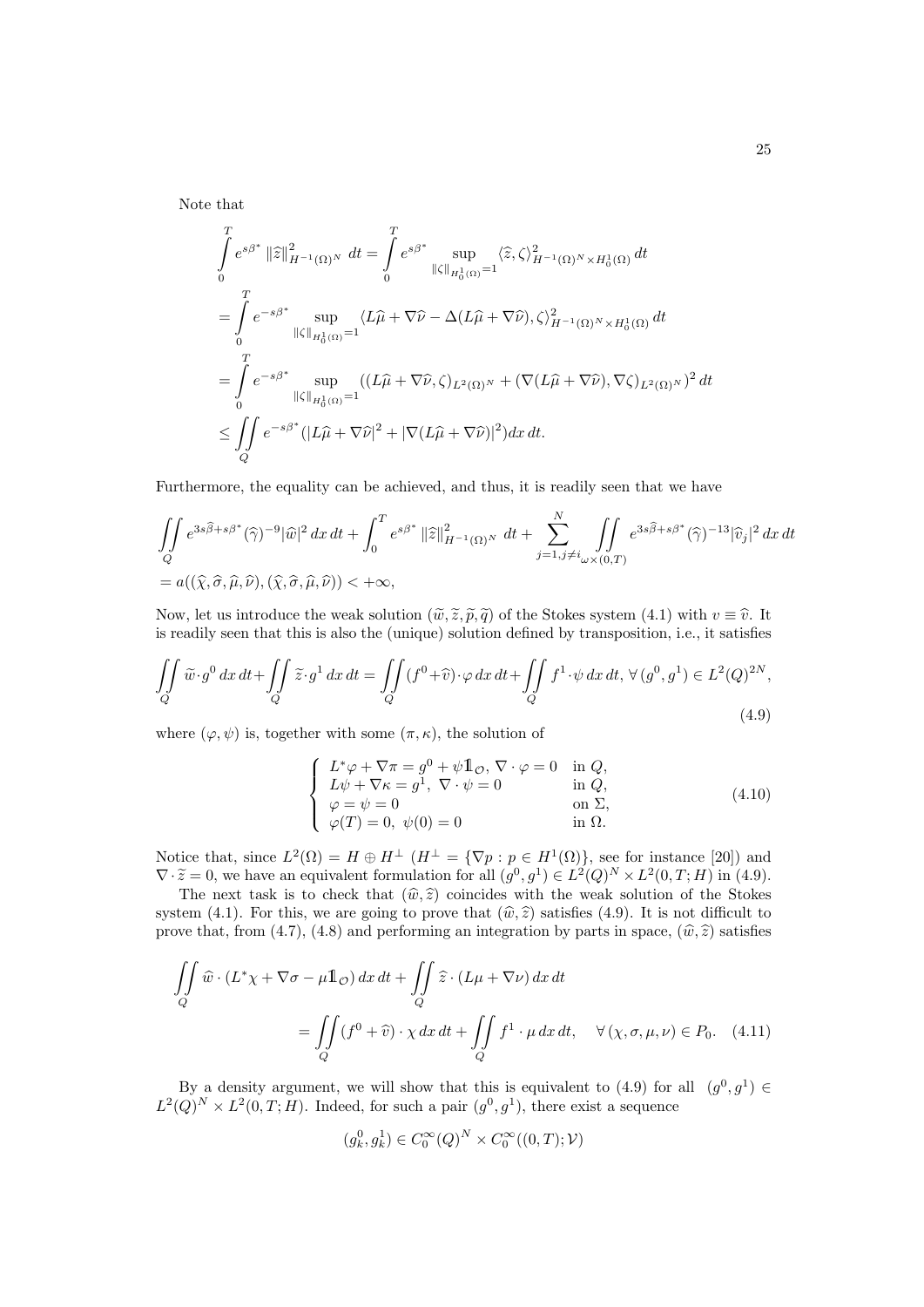Note that

$$
\begin{aligned}
&\int_0^T e^{s\beta^*}\,\|\widehat{z}\|^2_{H^{-1}(\Omega)^N}\,dt = \int_0^T e^{s\beta^*} \sup_{\|\zeta\|_{H_0^1(\Omega)}=1} \langle \widehat{z}, \zeta\rangle^2_{H^{-1}(\Omega)^N\times H_0^1(\Omega)}\,dt \\
&= \int_0^T e^{-s\beta^*} \sup_{\|\zeta\|_{H_0^1(\Omega)}=1} \langle L\widehat{\mu}+\nabla\widehat{\nu} - \Delta(L\widehat{\mu}+\nabla\widehat{\nu}), \zeta\rangle^2_{H^{-1}(\Omega)^N\times H_0^1(\Omega)}\,dt \\
&= \int_0^T e^{-s\beta^*} \sup_{\|\zeta\|_{H_0^1(\Omega)}=1} ((L\widehat{\mu}+\nabla\widehat{\nu}, \zeta)_{L^2(\Omega)^N} + (\nabla(L\widehat{\mu}+\nabla\widehat{\nu}), \nabla\zeta)_{L^2(\Omega)^N})^2\,dt \\
&\leq \iint_Q e^{-s\beta^*} (|L\widehat{\mu}+\nabla\widehat{\nu}|^2 + |\nabla(L\widehat{\mu}+\nabla\widehat{\nu})|^2) dx\,dt.
\end{aligned}
$$

Furthermore, the equality can be achieved, and thus, it is readily seen that we have

$$
\begin{aligned}
&\iint_Q e^{3s\widehat{\beta}+s\beta^*}(\widehat{\gamma})^{-9}|\widehat{w}|^2\,dx\,dt + \int_0^T e^{s\beta^*}\,\|\widehat{z}\|^2_{H^{-1}(\Omega)^N}\,dt + \sum_{j=1, j\neq i}^{N} \iint_{\omega\times(0,T)} e^{3s\widehat{\beta}+s\beta^*}(\widehat{\gamma})^{-13}|\widehat{v}_j|^2\,dx\,dt \\
&= a((\widehat{\chi},\widehat{\sigma},\widehat{\mu},\widehat{\nu}),(\widehat{\chi},\widehat{\sigma},\widehat{\mu},\widehat{\nu})) < +\infty,
\end{aligned}
$$

Now, let us introduce the weak solution $(\widetilde{w},\widetilde{z},\widetilde{p},\widetilde{q})$ of the Stokes system (4.1) with $v \equiv \widehat{v}$. It is readily seen that this is also the (unique) solution defined by transposition, i.e., it satisfies

$$
\iint_Q \widetilde{w}\cdot g^0\,dx\,dt + \iint_Q \widetilde{z}\cdot g^1\,dx\,dt = \iint_Q (f^0+\widehat{v})\cdot\varphi\,dx\,dt + \iint_Q f^1\cdot\psi\,dx\,dt,\ \forall\,(g^0,g^1)\in L^2(Q)^{2N}, \tag{4.9}
$$

where $(\varphi,\psi)$ is, together with some $(\pi,\kappa)$, the solution of

$$
\begin{cases}
L^*\varphi + \nabla\pi = g^0 + \psi 1\!\!1_{\mathcal{O}},\ \nabla\cdot\varphi = 0 & \text{in } Q,\\
L\psi + \nabla\kappa = g^1,\ \nabla\cdot\psi = 0 & \text{in } Q,\\
\varphi = \psi = 0 & \text{on } \Sigma,\\
\varphi(T) = 0,\ \psi(0) = 0 & \text{in } \Omega.
\end{cases} \tag{4.10}
$$

Notice that, since $L^2(\Omega) = H \oplus H^\perp$ ($H^\perp = \{\nabla p : p \in H^1(\Omega)\}$, see for instance [20]) and $\nabla\cdot\widetilde{z} = 0$, we have an equivalent formulation for all $(g^0,g^1) \in L^2(Q)^N \times L^2(0,T;H)$ in (4.9).

The next task is to check that $(\widehat{w},\widehat{z})$ coincides with the weak solution of the Stokes system (4.1). For this, we are going to prove that $(\widehat{w},\widehat{z})$ satisfies (4.9). It is not difficult to prove that, from (4.7), (4.8) and performing an integration by parts in space, $(\widehat{w},\widehat{z})$ satisfies

$$
\begin{aligned}
\iint_Q \widehat{w}\cdot(L^*\chi + \nabla\sigma - \mu 1\!\!1_{\mathcal{O}})\,dx\,dt &+ \iint_Q \widehat{z}\cdot(L\mu + \nabla\nu)\,dx\,dt \\
&= \iint_Q (f^0+\widehat{v})\cdot\chi\,dx\,dt + \iint_Q f^1\cdot\mu\,dx\,dt, \quad \forall\,(\chi,\sigma,\mu,\nu)\in P_0.
\end{aligned} \tag{4.11}
$$

By a density argument, we will show that this is equivalent to (4.9) for all $(g^0,g^1) \in L^2(Q)^N \times L^2(0,T;H)$. Indeed, for such a pair $(g^0,g^1)$, there exist a sequence

$$
(g^0_k, g^1_k) \in C_0^\infty(Q)^N \times C_0^\infty((0,T);\mathcal{V})
$$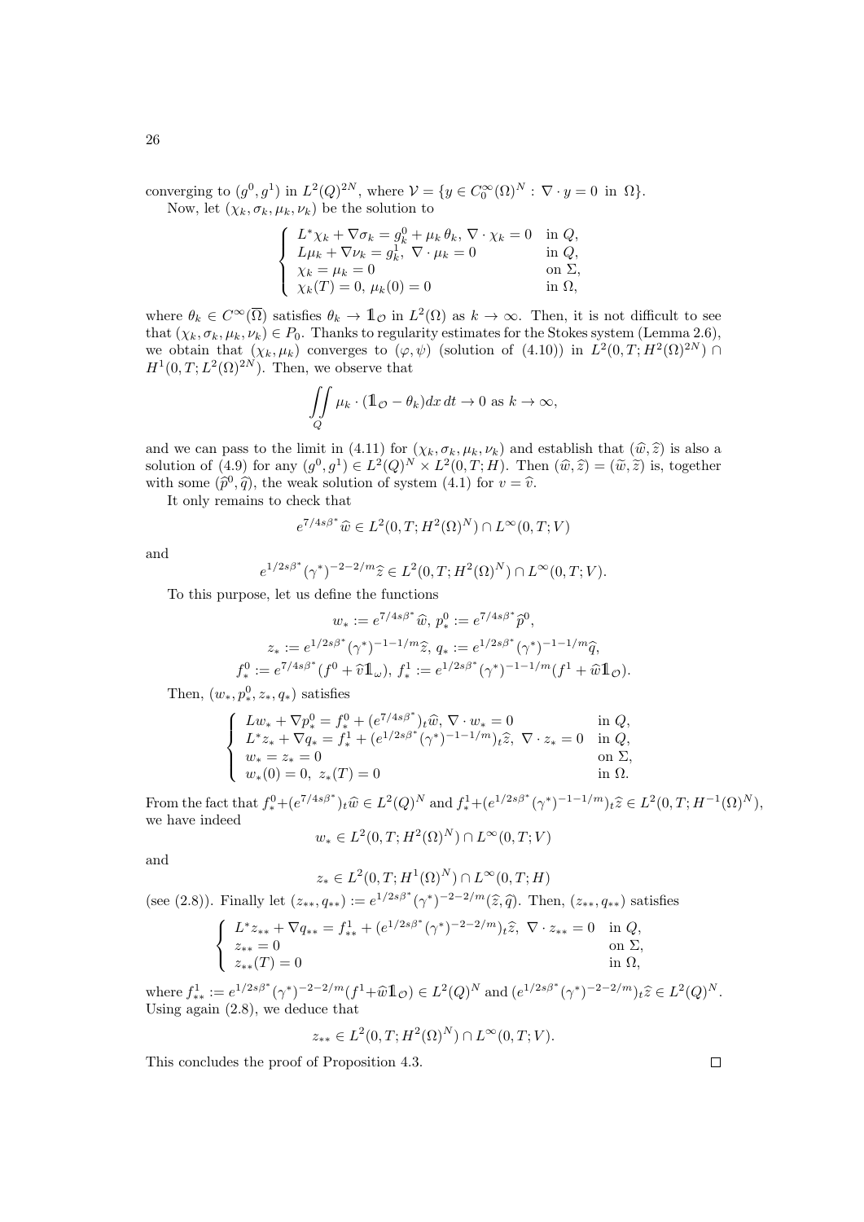converging to $(g^0, g^1)$ in $L^2(Q)^{2N}$, where $\mathcal{V} = \{y \in C_0^\infty(\Omega)^N : \nabla \cdot y = 0 \text{ in } \Omega\}$.

Now, let $(\chi_k, \sigma_k, \mu_k, \nu_k)$ be the solution to

$$
\begin{cases}
L^*\chi_k + \nabla\sigma_k = g_k^0 + \mu_k\,\theta_k,\ \nabla\cdot\chi_k = 0 & \text{in } Q,\\
L\mu_k + \nabla\nu_k = g_k^1,\ \nabla\cdot\mu_k = 0 & \text{in } Q,\\
\chi_k = \mu_k = 0 & \text{on } \Sigma,\\
\chi_k(T) = 0,\ \mu_k(0) = 0 & \text{in } \Omega,
\end{cases}
$$

where $\theta_k \in C^\infty(\overline{\Omega})$ satisfies $\theta_k \to \mathbb{1}_{\mathcal{O}}$ in $L^2(\Omega)$ as $k \to \infty$. Then, it is not difficult to see that $(\chi_k, \sigma_k, \mu_k, \nu_k) \in P_0$. Thanks to regularity estimates for the Stokes system (Lemma 2.6), we obtain that $(\chi_k, \mu_k)$ converges to $(\varphi, \psi)$ (solution of (4.10)) in $L^2(0,T; H^2(\Omega)^{2N}) \cap H^1(0,T; L^2(\Omega)^{2N})$. Then, we observe that

$$
\iint\limits_Q \mu_k \cdot (\mathbb{1}_{\mathcal{O}} - \theta_k)\,dx\,dt \to 0 \text{ as } k \to \infty,
$$

and we can pass to the limit in (4.11) for $(\chi_k, \sigma_k, \mu_k, \nu_k)$ and establish that $(\widehat{w}, \widehat{z})$ is also a solution of (4.9) for any $(g^0, g^1) \in L^2(Q)^N \times L^2(0,T; H)$. Then $(\widehat{w}, \widehat{z}) = (\widetilde{w}, \widetilde{z})$ is, together with some $(\widehat{p}^0, \widehat{q})$, the weak solution of system (4.1) for $v = \widehat{v}$.

It only remains to check that

$$
e^{7/4s\beta^*}\widehat{w} \in L^2(0,T; H^2(\Omega)^N) \cap L^\infty(0,T; V)
$$

and

$$
e^{1/2s\beta^*}(\gamma^*)^{-2-2/m}\widehat{z} \in L^2(0,T; H^2(\Omega)^N) \cap L^\infty(0,T; V).
$$

To this purpose, let us define the functions

$$
w_* := e^{7/4s\beta^*}\widehat{w},\ p_*^0 := e^{7/4s\beta^*}\widehat{p}^0,
$$

$$
z_* := e^{1/2s\beta^*}(\gamma^*)^{-1-1/m}\widehat{z},\ q_* := e^{1/2s\beta^*}(\gamma^*)^{-1-1/m}\widehat{q},
$$

$$
f_*^0 := e^{7/4s\beta^*}(f^0 + \widehat{v}\mathbb{1}_\omega),\ f_*^1 := e^{1/2s\beta^*}(\gamma^*)^{-1-1/m}(f^1 + \widehat{w}\mathbb{1}_{\mathcal{O}}).
$$

Then, $(w_*, p_*^0, z_*, q_*)$ satisfies

$$
\begin{cases}
Lw_* + \nabla p_*^0 = f_*^0 + (e^{7/4s\beta^*})_t\widehat{w},\ \nabla\cdot w_* = 0 & \text{in } Q,\\
L^*z_* + \nabla q_* = f_*^1 + (e^{1/2s\beta^*}(\gamma^*)^{-1-1/m})_t\widehat{z},\ \nabla\cdot z_* = 0 & \text{in } Q,\\
w_* = z_* = 0 & \text{on } \Sigma,\\
w_*(0) = 0,\ z_*(T) = 0 & \text{in } \Omega.
\end{cases}
$$

From the fact that $f_*^0 + (e^{7/4s\beta^*})_t\widehat{w} \in L^2(Q)^N$ and $f_*^1 + (e^{1/2s\beta^*}(\gamma^*)^{-1-1/m})_t\widehat{z} \in L^2(0,T; H^{-1}(\Omega)^N)$, we have indeed

$$
w_* \in L^2(0,T; H^2(\Omega)^N) \cap L^\infty(0,T; V)
$$

and

$$
z_* \in L^2(0,T; H^1(\Omega)^N) \cap L^\infty(0,T; H)
$$

(see (2.8)). Finally let $(z_{**}, q_{**}) := e^{1/2s\beta^*}(\gamma^*)^{-2-2/m}(\widehat{z}, \widehat{q})$. Then, $(z_{**}, q_{**})$ satisfies

$$
\begin{cases}
L^*z_{**} + \nabla q_{**} = f_{**}^1 + (e^{1/2s\beta^*}(\gamma^*)^{-2-2/m})_t\widehat{z},\ \nabla\cdot z_{**} = 0 & \text{in } Q,\\
z_{**} = 0 & \text{on } \Sigma,\\
z_{**}(T) = 0 & \text{in } \Omega,
\end{cases}
$$

where $f_{**}^1 := e^{1/2s\beta^*}(\gamma^*)^{-2-2/m}(f^1 + \widehat{w}\mathbb{1}_{\mathcal{O}}) \in L^2(Q)^N$ and $(e^{1/2s\beta^*}(\gamma^*)^{-2-2/m})_t\widehat{z} \in L^2(Q)^N$. Using again (2.8), we deduce that

$$
z_{**} \in L^2(0,T; H^2(\Omega)^N) \cap L^\infty(0,T; V).
$$

This concludes the proof of Proposition 4.3. □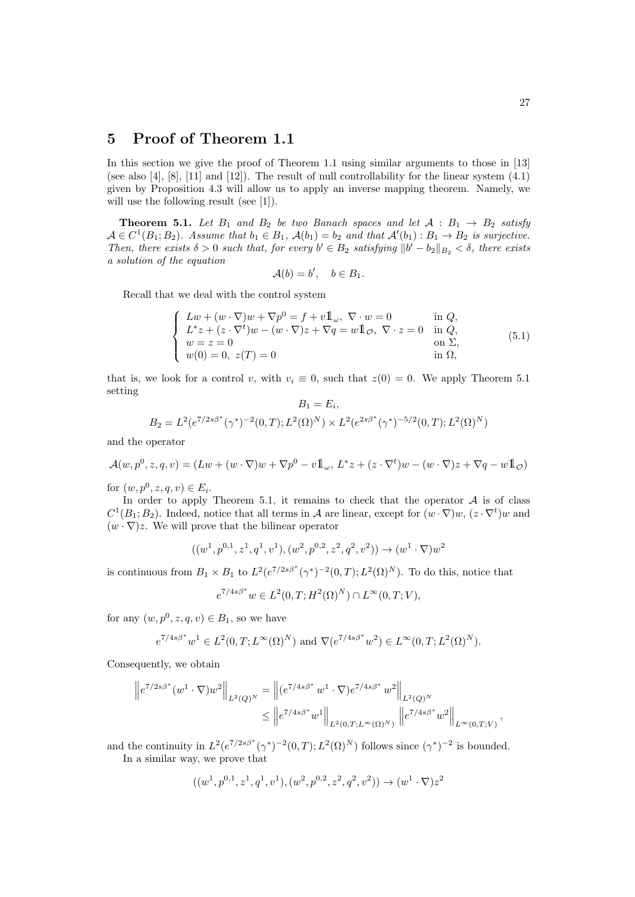## 5 Proof of Theorem 1.1

In this section we give the proof of Theorem 1.1 using similar arguments to those in [13] (see also [4], [8], [11] and [12]). The result of null controllability for the linear system (4.1) given by Proposition 4.3 will allow us to apply an inverse mapping theorem. Namely, we will use the following result (see [1]).

**Theorem 5.1.** *Let $B_1$ and $B_2$ be two Banach spaces and let $\mathcal{A} : B_1 \to B_2$ satisfy $\mathcal{A} \in C^1(B_1; B_2)$. Assume that $b_1 \in B_1$, $\mathcal{A}(b_1) = b_2$ and that $\mathcal{A}'(b_1) : B_1 \to B_2$ is surjective. Then, there exists $\delta > 0$ such that, for every $b' \in B_2$ satisfying $\|b' - b_2\|_{B_2} < \delta$, there exists a solution of the equation*

$$\mathcal{A}(b) = b', \quad b \in B_1.$$

Recall that we deal with the control system

$$\begin{cases} Lw + (w \cdot \nabla)w + \nabla p^0 = f + v 1\!\!1_\omega, \ \nabla \cdot w = 0 & \text{in } Q, \\ L^* z + (z \cdot \nabla^t)w - (w \cdot \nabla)z + \nabla q = w 1\!\!1_\mathcal{O}, \ \nabla \cdot z = 0 & \text{in } Q, \\ w = z = 0 & \text{on } \Sigma, \\ w(0) = 0, \ z(T) = 0 & \text{in } \Omega, \end{cases} \tag{5.1}$$

that is, we look for a control $v$, with $v_i \equiv 0$, such that $z(0) = 0$. We apply Theorem 5.1 setting

$$B_1 = E_i,$$

$$B_2 = L^2(e^{7/2s\beta^*}(\gamma^*)^{-2}(0,T); L^2(\Omega)^N) \times L^2(e^{2s\beta^*}(\gamma^*)^{-5/2}(0,T); L^2(\Omega)^N)$$

and the operator

$$\mathcal{A}(w, p^0, z, q, v) = (Lw + (w \cdot \nabla)w + \nabla p^0 - v 1\!\!1_\omega, \ L^* z + (z \cdot \nabla^t)w - (w \cdot \nabla)z + \nabla q - w 1\!\!1_\mathcal{O})$$

for $(w, p^0, z, q, v) \in E_i$.

In order to apply Theorem 5.1, it remains to check that the operator $\mathcal{A}$ is of class $C^1(B_1; B_2)$. Indeed, notice that all terms in $\mathcal{A}$ are linear, except for $(w \cdot \nabla)w$, $(z \cdot \nabla^t)w$ and $(w \cdot \nabla)z$. We will prove that the bilinear operator

$$((w^1, p^{0,1}, z^1, q^1, v^1), (w^2, p^{0,2}, z^2, q^2, v^2)) \to (w^1 \cdot \nabla)w^2$$

is continuous from $B_1 \times B_1$ to $L^2(e^{7/2s\beta^*}(\gamma^*)^{-2}(0,T); L^2(\Omega)^N)$. To do this, notice that

$$e^{7/4s\beta^*} w \in L^2(0,T; H^2(\Omega)^N) \cap L^\infty(0,T; V),$$

for any $(w, p^0, z, q, v) \in B_1$, so we have

$$e^{7/4s\beta^*} w^1 \in L^2(0,T; L^\infty(\Omega)^N) \text{ and } \nabla(e^{7/4s\beta^*} w^2) \in L^\infty(0,T; L^2(\Omega)^N).$$

Consequently, we obtain

$$\begin{aligned} \left\| e^{7/2s\beta^*}(w^1 \cdot \nabla)w^2 \right\|_{L^2(Q)^N} &= \left\| (e^{7/4s\beta^*} w^1 \cdot \nabla) e^{7/4s\beta^*} w^2 \right\|_{L^2(Q)^N} \\ &\leq \left\| e^{7/4s\beta^*} w^1 \right\|_{L^2(0,T; L^\infty(\Omega)^N)} \left\| e^{7/4s\beta^*} w^2 \right\|_{L^\infty(0,T;V)}, \end{aligned}$$

and the continuity in $L^2(e^{7/2s\beta^*}(\gamma^*)^{-2}(0,T); L^2(\Omega)^N)$ follows since $(\gamma^*)^{-2}$ is bounded.

In a similar way, we prove that

$$((w^1, p^{0,1}, z^1, q^1, v^1), (w^2, p^{0,2}, z^2, q^2, v^2)) \to (w^1 \cdot \nabla)z^2$$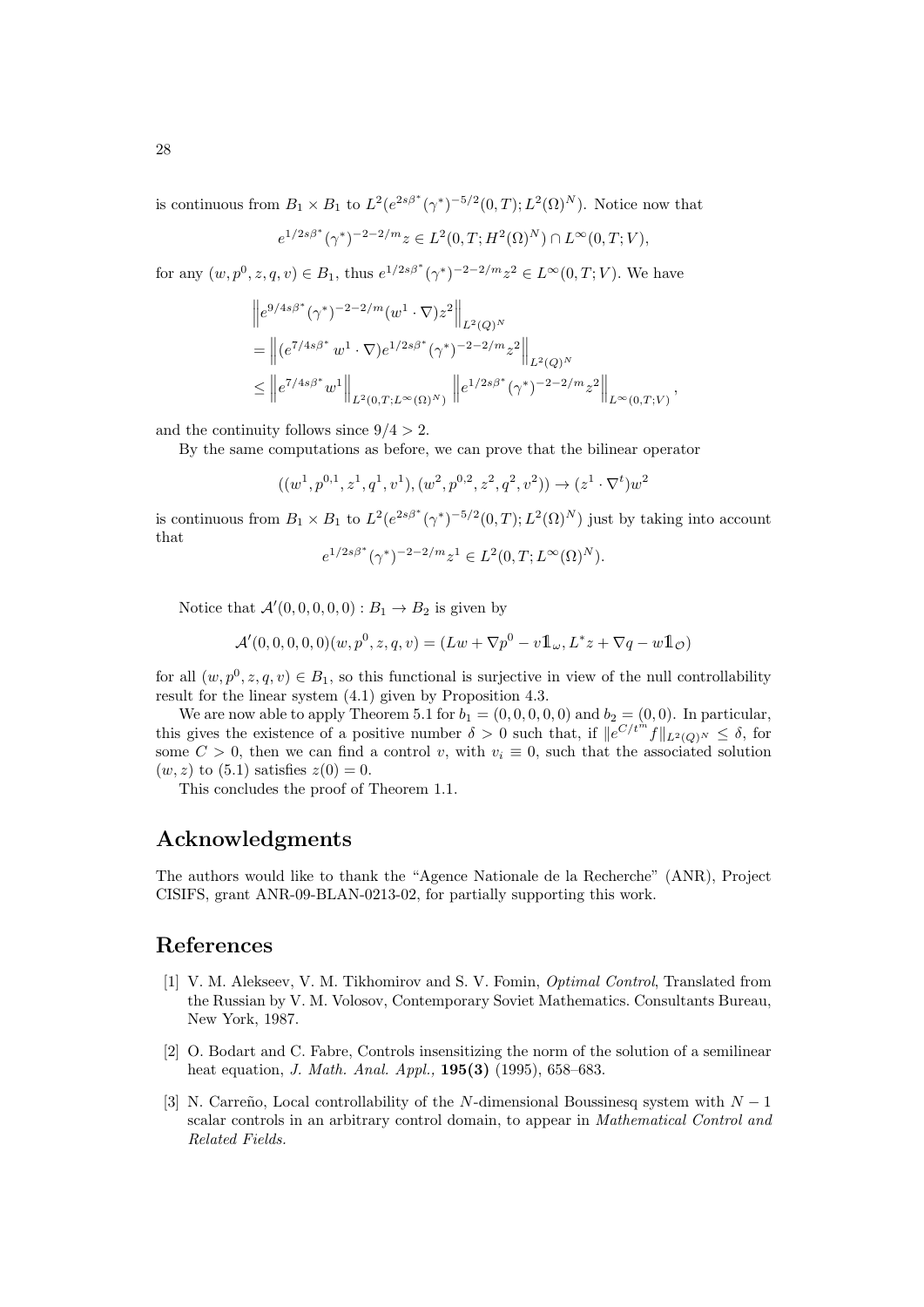is continuous from $B_1 \times B_1$ to $L^2(e^{2s\beta^*}(\gamma^*)^{-5/2}(0,T); L^2(\Omega)^N)$. Notice now that

$$e^{1/2s\beta^*}(\gamma^*)^{-2-2/m} z \in L^2(0,T; H^2(\Omega)^N) \cap L^\infty(0,T;V),$$

for any $(w, p^0, z, q, v) \in B_1$, thus $e^{1/2s\beta^*}(\gamma^*)^{-2-2/m} z^2 \in L^\infty(0,T;V)$. We have

$$\begin{aligned}
&\left\| e^{9/4s\beta^*}(\gamma^*)^{-2-2/m}(w^1 \cdot \nabla) z^2 \right\|_{L^2(Q)^N} \\
&= \left\| (e^{7/4s\beta^*} w^1 \cdot \nabla) e^{1/2s\beta^*}(\gamma^*)^{-2-2/m} z^2 \right\|_{L^2(Q)^N} \\
&\leq \left\| e^{7/4s\beta^*} w^1 \right\|_{L^2(0,T;L^\infty(\Omega)^N)} \left\| e^{1/2s\beta^*}(\gamma^*)^{-2-2/m} z^2 \right\|_{L^\infty(0,T;V)},
\end{aligned}$$

and the continuity follows since $9/4 > 2$.

By the same computations as before, we can prove that the bilinear operator

$$((w^1, p^{0,1}, z^1, q^1, v^1), (w^2, p^{0,2}, z^2, q^2, v^2)) \to (z^1 \cdot \nabla^t) w^2$$

is continuous from $B_1 \times B_1$ to $L^2(e^{2s\beta^*}(\gamma^*)^{-5/2}(0,T); L^2(\Omega)^N)$ just by taking into account that

$$e^{1/2s\beta^*}(\gamma^*)^{-2-2/m} z^1 \in L^2(0,T; L^\infty(\Omega)^N).$$

Notice that $\mathcal{A}'(0,0,0,0,0) : B_1 \to B_2$ is given by

$$\mathcal{A}'(0,0,0,0,0)(w, p^0, z, q, v) = (Lw + \nabla p^0 - v 1\!\!1_\omega, L^* z + \nabla q - w 1\!\!1_{\mathcal{O}})$$

for all $(w, p^0, z, q, v) \in B_1$, so this functional is surjective in view of the null controllability result for the linear system (4.1) given by Proposition 4.3.

We are now able to apply Theorem 5.1 for $b_1 = (0,0,0,0,0)$ and $b_2 = (0,0)$. In particular, this gives the existence of a positive number $\delta > 0$ such that, if $\|e^{C/t^m} f\|_{L^2(Q)^N} \leq \delta$, for some $C > 0$, then we can find a control $v$, with $v_i \equiv 0$, such that the associated solution $(w, z)$ to (5.1) satisfies $z(0) = 0$.

This concludes the proof of Theorem 1.1.

## Acknowledgments

The authors would like to thank the "Agence Nationale de la Recherche" (ANR), Project CISIFS, grant ANR-09-BLAN-0213-02, for partially supporting this work.

## References

[1] V. M. Alekseev, V. M. Tikhomirov and S. V. Fomin, *Optimal Control*, Translated from the Russian by V. M. Volosov, Contemporary Soviet Mathematics. Consultants Bureau, New York, 1987.

[2] O. Bodart and C. Fabre, Controls insensitizing the norm of the solution of a semilinear heat equation, *J. Math. Anal. Appl.,* **195(3)** (1995), 658–683.

[3] N. Carreño, Local controllability of the $N$-dimensional Boussinesq system with $N-1$ scalar controls in an arbitrary control domain, to appear in *Mathematical Control and Related Fields*.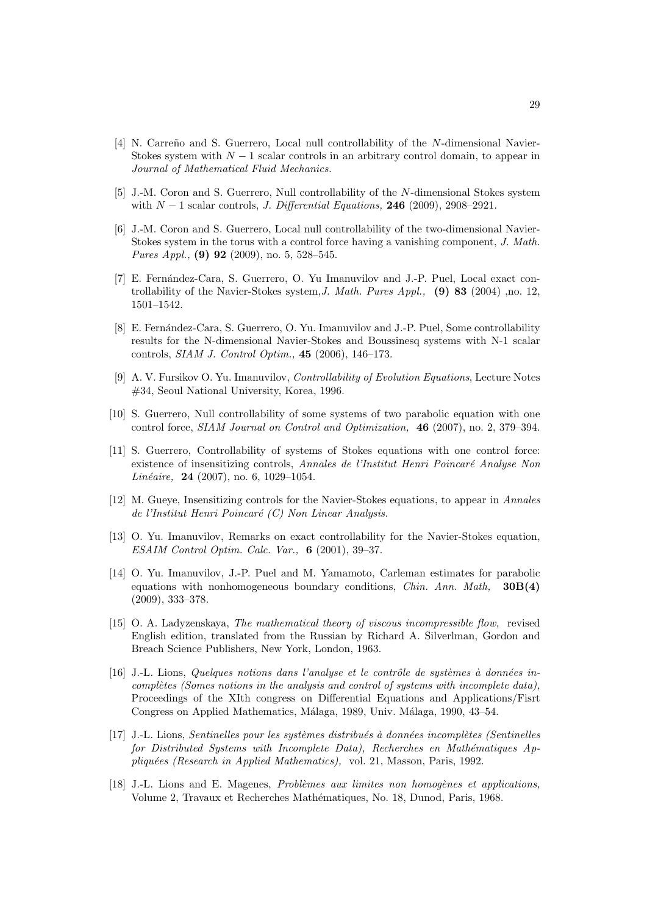[4] N. Carreño and S. Guerrero, Local null controllability of the $N$-dimensional Navier-Stokes system with $N-1$ scalar controls in an arbitrary control domain, to appear in *Journal of Mathematical Fluid Mechanics.*

[5] J.-M. Coron and S. Guerrero, Null controllability of the $N$-dimensional Stokes system with $N-1$ scalar controls, *J. Differential Equations,* **246** (2009), 2908–2921.

[6] J.-M. Coron and S. Guerrero, Local null controllability of the two-dimensional Navier-Stokes system in the torus with a control force having a vanishing component, *J. Math. Pures Appl.,* **(9) 92** (2009), no. 5, 528–545.

[7] E. Fernández-Cara, S. Guerrero, O. Yu Imanuvilov and J.-P. Puel, Local exact controllability of the Navier-Stokes system,*J. Math. Pures Appl.,* **(9) 83** (2004) ,no. 12, 1501–1542.

[8] E. Fernández-Cara, S. Guerrero, O. Yu. Imanuvilov and J.-P. Puel, Some controllability results for the N-dimensional Navier-Stokes and Boussinesq systems with N-1 scalar controls, *SIAM J. Control Optim.,* **45** (2006), 146–173.

[9] A. V. Fursikov O. Yu. Imanuvilov, *Controllability of Evolution Equations*, Lecture Notes #34, Seoul National University, Korea, 1996.

[10] S. Guerrero, Null controllability of some systems of two parabolic equation with one control force, *SIAM Journal on Control and Optimization,* **46** (2007), no. 2, 379–394.

[11] S. Guerrero, Controllability of systems of Stokes equations with one control force: existence of insensitizing controls, *Annales de l'Institut Henri Poincaré Analyse Non Linéaire,* **24** (2007), no. 6, 1029–1054.

[12] M. Gueye, Insensitizing controls for the Navier-Stokes equations, to appear in *Annales de l'Institut Henri Poincaré (C) Non Linear Analysis.*

[13] O. Yu. Imanuvilov, Remarks on exact controllability for the Navier-Stokes equation, *ESAIM Control Optim. Calc. Var.,* **6** (2001), 39–37.

[14] O. Yu. Imanuvilov, J.-P. Puel and M. Yamamoto, Carleman estimates for parabolic equations with nonhomogeneous boundary conditions, *Chin. Ann. Math,* **30B(4)** (2009), 333–378.

[15] O. A. Ladyzenskaya, *The mathematical theory of viscous incompressible flow,* revised English edition, translated from the Russian by Richard A. Silverlman, Gordon and Breach Science Publishers, New York, London, 1963.

[16] J.-L. Lions, *Quelques notions dans l'analyse et le contrôle de systèmes à données incomplètes (Somes notions in the analysis and control of systems with incomplete data),* Proceedings of the XIth congress on Differential Equations and Applications/Fisrt Congress on Applied Mathematics, Málaga, 1989, Univ. Málaga, 1990, 43–54.

[17] J.-L. Lions, *Sentinelles pour les systèmes distribués à données incomplètes (Sentinelles for Distributed Systems with Incomplete Data), Recherches en Mathématiques Appliquées (Research in Applied Mathematics),* vol. 21, Masson, Paris, 1992.

[18] J.-L. Lions and E. Magenes, *Problèmes aux limites non homogènes et applications,* Volume 2, Travaux et Recherches Mathématiques, No. 18, Dunod, Paris, 1968.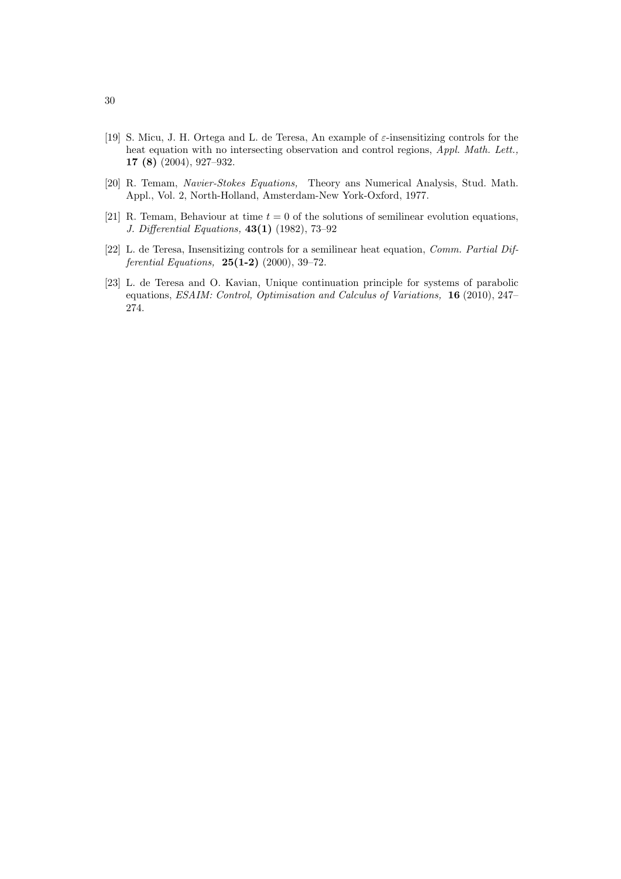[19] S. Micu, J. H. Ortega and L. de Teresa, An example of $\varepsilon$-insensitizing controls for the heat equation with no intersecting observation and control regions, *Appl. Math. Lett.,* **17 (8)** (2004), 927–932.

[20] R. Temam, *Navier-Stokes Equations,* Theory ans Numerical Analysis, Stud. Math. Appl., Vol. 2, North-Holland, Amsterdam-New York-Oxford, 1977.

[21] R. Temam, Behaviour at time $t = 0$ of the solutions of semilinear evolution equations, *J. Differential Equations,* **43(1)** (1982), 73–92

[22] L. de Teresa, Insensitizing controls for a semilinear heat equation, *Comm. Partial Differential Equations,* **25(1-2)** (2000), 39–72.

[23] L. de Teresa and O. Kavian, Unique continuation principle for systems of parabolic equations, *ESAIM: Control, Optimisation and Calculus of Variations,* **16** (2010), 247–274.